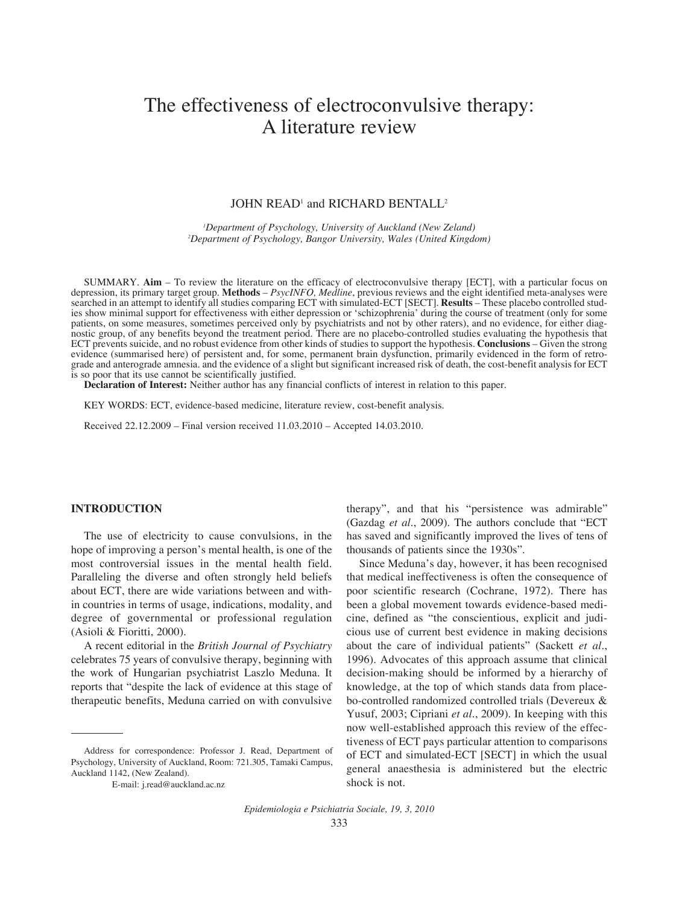# The effectiveness of electroconvulsive therapy: A literature review

JOHN READ[1] and RICHARD BENTALL[2]

[1]*Department of Psychology, University of Auckland (New Zeland)*
[2]*Department of Psychology, Bangor University, Wales (United Kingdom)*

SUMMARY. **Aim** – To review the literature on the efficacy of electroconvulsive therapy [ECT], with a particular focus on depression, its primary target group. **Methods** – *PsycINFO, Medline*, previous reviews and the eight identified meta-analyses were searched in an attempt to identify all studies comparing ECT with simulated-ECT [SECT]. **Results** – These placebo controlled studies show minimal support for effectiveness with either depression or 'schizophrenia' during the course of treatment (only for some patients, on some measures, sometimes perceived only by psychiatrists and not by other raters), and no evidence, for either diagnostic group, of any benefits beyond the treatment period. There are no placebo-controlled studies evaluating the hypothesis that ECT prevents suicide, and no robust evidence from other kinds of studies to support the hypothesis. **Conclusions** – Given the strong evidence (summarised here) of persistent and, for some, permanent brain dysfunction, primarily evidenced in the form of retrograde and anterograde amnesia. and the evidence of a slight but significant increased risk of death, the cost-benefit analysis for ECT is so poor that its use cannot be scientifically justified.

**Declaration of Interest:** Neither author has any financial conflicts of interest in relation to this paper.

KEY WORDS: ECT, evidence-based medicine, literature review, cost-benefit analysis.

Received 22.12.2009 – Final version received 11.03.2010 – Accepted 14.03.2010.

## INTRODUCTION

The use of electricity to cause convulsions, in the hope of improving a person's mental health, is one of the most controversial issues in the mental health field. Paralleling the diverse and often strongly held beliefs about ECT, there are wide variations between and within countries in terms of usage, indications, modality, and degree of governmental or professional regulation (Asioli & Fioritti, 2000).

A recent editorial in the *British Journal of Psychiatry* celebrates 75 years of convulsive therapy, beginning with the work of Hungarian psychiatrist Laszlo Meduna. It reports that "despite the lack of evidence at this stage of therapeutic benefits, Meduna carried on with convulsive therapy", and that his "persistence was admirable" (Gazdag *et al*., 2009). The authors conclude that "ECT has saved and significantly improved the lives of tens of thousands of patients since the 1930s".

Since Meduna's day, however, it has been recognised that medical ineffectiveness is often the consequence of poor scientific research (Cochrane, 1972). There has been a global movement towards evidence-based medicine, defined as "the conscientious, explicit and judicious use of current best evidence in making decisions about the care of individual patients" (Sackett *et al*., 1996). Advocates of this approach assume that clinical decision-making should be informed by a hierarchy of knowledge, at the top of which stands data from placebo-controlled randomized controlled trials (Devereux & Yusuf, 2003; Cipriani *et al*., 2009). In keeping with this now well-established approach this review of the effectiveness of ECT pays particular attention to comparisons of ECT and simulated-ECT [SECT] in which the usual general anaesthesia is administered but the electric shock is not.

Address for correspondence: Professor J. Read, Department of Psychology, University of Auckland, Room: 721.305, Tamaki Campus, Auckland 1142, (New Zealand).

E-mail: j.read@auckland.ac.nz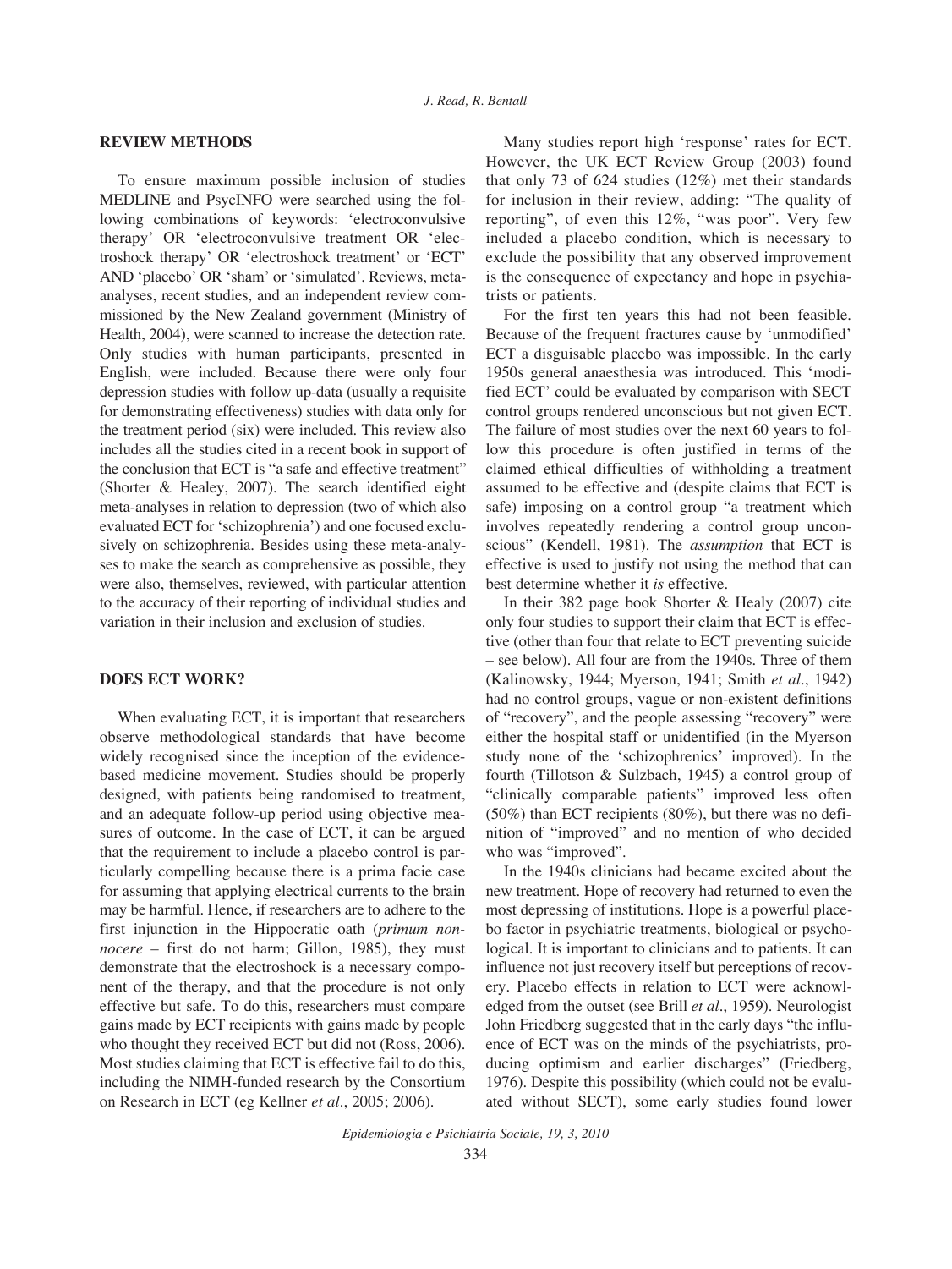## REVIEW METHODS

To ensure maximum possible inclusion of studies MEDLINE and PsycINFO were searched using the following combinations of keywords: 'electroconvulsive therapy' OR 'electroconvulsive treatment OR 'electroshock therapy' OR 'electroshock treatment' or 'ECT' AND 'placebo' OR 'sham' or 'simulated'. Reviews, meta-analyses, recent studies, and an independent review commissioned by the New Zealand government (Ministry of Health, 2004), were scanned to increase the detection rate. Only studies with human participants, presented in English, were included. Because there were only four depression studies with follow up-data (usually a requisite for demonstrating effectiveness) studies with data only for the treatment period (six) were included. This review also includes all the studies cited in a recent book in support of the conclusion that ECT is "a safe and effective treatment" (Shorter & Healey, 2007). The search identified eight meta-analyses in relation to depression (two of which also evaluated ECT for 'schizophrenia') and one focused exclusively on schizophrenia. Besides using these meta-analyses to make the search as comprehensive as possible, they were also, themselves, reviewed, with particular attention to the accuracy of their reporting of individual studies and variation in their inclusion and exclusion of studies.

## DOES ECT WORK?

When evaluating ECT, it is important that researchers observe methodological standards that have become widely recognised since the inception of the evidence-based medicine movement. Studies should be properly designed, with patients being randomised to treatment, and an adequate follow-up period using objective measures of outcome. In the case of ECT, it can be argued that the requirement to include a placebo control is particularly compelling because there is a prima facie case for assuming that applying electrical currents to the brain may be harmful. Hence, if researchers are to adhere to the first injunction in the Hippocratic oath (*primum non-nocere* – first do not harm; Gillon, 1985), they must demonstrate that the electroshock is a necessary component of the therapy, and that the procedure is not only effective but safe. To do this, researchers must compare gains made by ECT recipients with gains made by people who thought they received ECT but did not (Ross, 2006). Most studies claiming that ECT is effective fail to do this, including the NIMH-funded research by the Consortium on Research in ECT (eg Kellner *et al*., 2005; 2006).

Many studies report high 'response' rates for ECT. However, the UK ECT Review Group (2003) found that only 73 of 624 studies (12%) met their standards for inclusion in their review, adding: "The quality of reporting", of even this 12%, "was poor". Very few included a placebo condition, which is necessary to exclude the possibility that any observed improvement is the consequence of expectancy and hope in psychiatrists or patients.

For the first ten years this had not been feasible. Because of the frequent fractures cause by 'unmodified' ECT a disguisable placebo was impossible. In the early 1950s general anaesthesia was introduced. This 'modified ECT' could be evaluated by comparison with SECT control groups rendered unconscious but not given ECT. The failure of most studies over the next 60 years to follow this procedure is often justified in terms of the claimed ethical difficulties of withholding a treatment assumed to be effective and (despite claims that ECT is safe) imposing on a control group "a treatment which involves repeatedly rendering a control group unconscious" (Kendell, 1981). The *assumption* that ECT is effective is used to justify not using the method that can best determine whether it *is* effective.

In their 382 page book Shorter & Healy (2007) cite only four studies to support their claim that ECT is effective (other than four that relate to ECT preventing suicide – see below). All four are from the 1940s. Three of them (Kalinowsky, 1944; Myerson, 1941; Smith *et al*., 1942) had no control groups, vague or non-existent definitions of "recovery", and the people assessing "recovery" were either the hospital staff or unidentified (in the Myerson study none of the 'schizophrenics' improved). In the fourth (Tillotson & Sulzbach, 1945) a control group of "clinically comparable patients" improved less often (50%) than ECT recipients (80%), but there was no definition of "improved" and no mention of who decided who was "improved".

In the 1940s clinicians had became excited about the new treatment. Hope of recovery had returned to even the most depressing of institutions. Hope is a powerful placebo factor in psychiatric treatments, biological or psychological. It is important to clinicians and to patients. It can influence not just recovery itself but perceptions of recovery. Placebo effects in relation to ECT were acknowledged from the outset (see Brill *et al*., 1959). Neurologist John Friedberg suggested that in the early days "the influence of ECT was on the minds of the psychiatrists, producing optimism and earlier discharges" (Friedberg, 1976). Despite this possibility (which could not be evaluated without SECT), some early studies found lower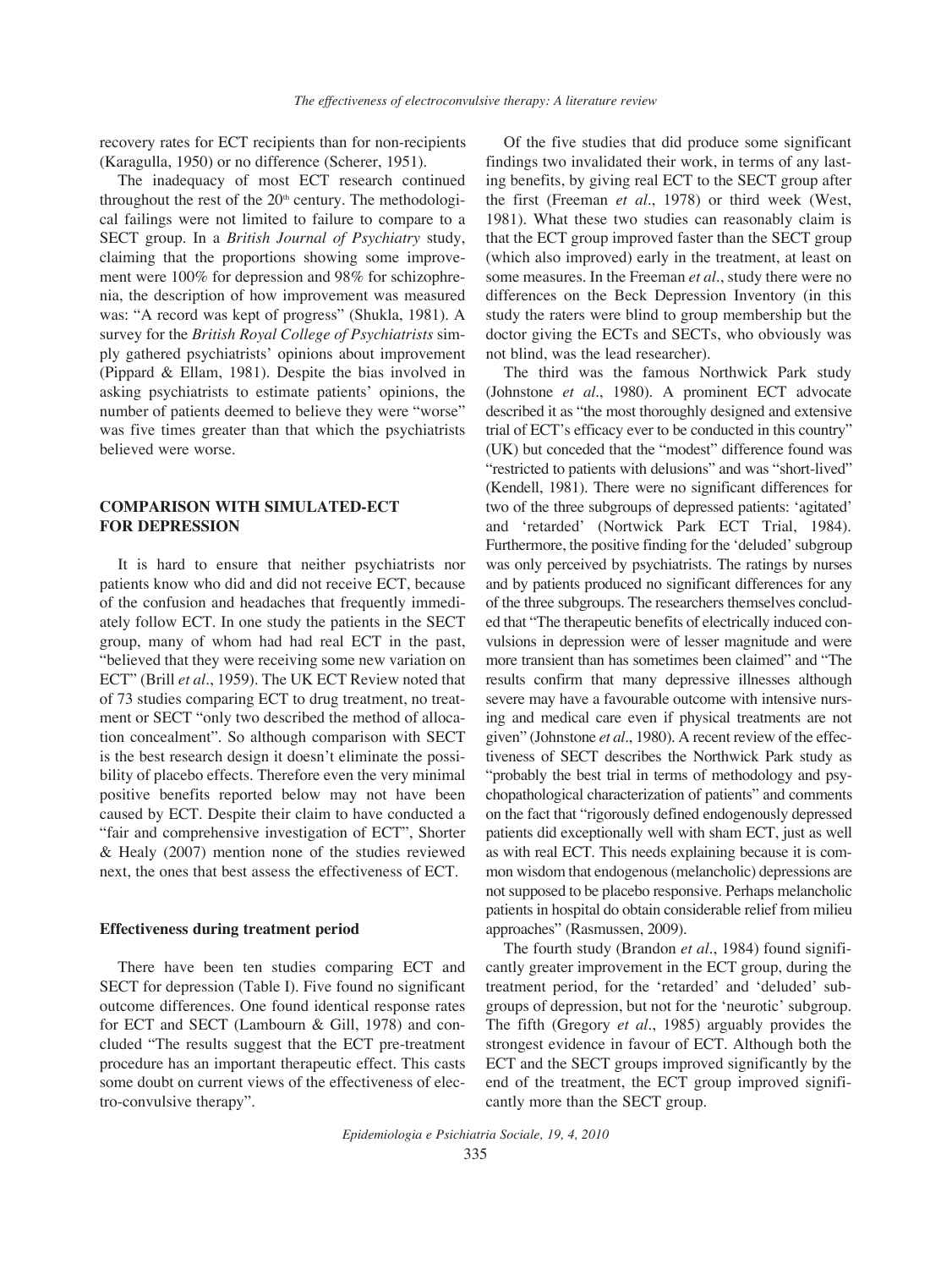recovery rates for ECT recipients than for non-recipients (Karagulla, 1950) or no difference (Scherer, 1951).

The inadequacy of most ECT research continued throughout the rest of the 20th century. The methodological failings were not limited to failure to compare to a SECT group. In a *British Journal of Psychiatry* study, claiming that the proportions showing some improvement were 100% for depression and 98% for schizophrenia, the description of how improvement was measured was: "A record was kept of progress" (Shukla, 1981). A survey for the *British Royal College of Psychiatrists* simply gathered psychiatrists' opinions about improvement (Pippard & Ellam, 1981). Despite the bias involved in asking psychiatrists to estimate patients' opinions, the number of patients deemed to believe they were "worse" was five times greater than that which the psychiatrists believed were worse.

## COMPARISON WITH SIMULATED-ECT FOR DEPRESSION

It is hard to ensure that neither psychiatrists nor patients know who did and did not receive ECT, because of the confusion and headaches that frequently immediately follow ECT. In one study the patients in the SECT group, many of whom had had real ECT in the past, "believed that they were receiving some new variation on ECT" (Brill *et al*., 1959). The UK ECT Review noted that of 73 studies comparing ECT to drug treatment, no treatment or SECT "only two described the method of allocation concealment". So although comparison with SECT is the best research design it doesn't eliminate the possibility of placebo effects. Therefore even the very minimal positive benefits reported below may not have been caused by ECT. Despite their claim to have conducted a "fair and comprehensive investigation of ECT", Shorter & Healy (2007) mention none of the studies reviewed next, the ones that best assess the effectiveness of ECT.

### Effectiveness during treatment period

There have been ten studies comparing ECT and SECT for depression (Table I). Five found no significant outcome differences. One found identical response rates for ECT and SECT (Lambourn & Gill, 1978) and concluded "The results suggest that the ECT pre-treatment procedure has an important therapeutic effect. This casts some doubt on current views of the effectiveness of electro-convulsive therapy".

Of the five studies that did produce some significant findings two invalidated their work, in terms of any lasting benefits, by giving real ECT to the SECT group after the first (Freeman *et al*., 1978) or third week (West, 1981). What these two studies can reasonably claim is that the ECT group improved faster than the SECT group (which also improved) early in the treatment, at least on some measures. In the Freeman *et al*., study there were no differences on the Beck Depression Inventory (in this study the raters were blind to group membership but the doctor giving the ECTs and SECTs, who obviously was not blind, was the lead researcher).

The third was the famous Northwick Park study (Johnstone *et al*., 1980). A prominent ECT advocate described it as "the most thoroughly designed and extensive trial of ECT's efficacy ever to be conducted in this country" (UK) but conceded that the "modest" difference found was "restricted to patients with delusions" and was "short-lived" (Kendell, 1981). There were no significant differences for two of the three subgroups of depressed patients: 'agitated' and 'retarded' (Nortwick Park ECT Trial, 1984). Furthermore, the positive finding for the 'deluded' subgroup was only perceived by psychiatrists. The ratings by nurses and by patients produced no significant differences for any of the three subgroups. The researchers themselves concluded that "The therapeutic benefits of electrically induced convulsions in depression were of lesser magnitude and were more transient than has sometimes been claimed" and "The results confirm that many depressive illnesses although severe may have a favourable outcome with intensive nursing and medical care even if physical treatments are not given" (Johnstone *et al*., 1980). A recent review of the effectiveness of SECT describes the Northwick Park study as "probably the best trial in terms of methodology and psychopathological characterization of patients" and comments on the fact that "rigorously defined endogenously depressed patients did exceptionally well with sham ECT, just as well as with real ECT. This needs explaining because it is common wisdom that endogenous (melancholic) depressions are not supposed to be placebo responsive. Perhaps melancholic patients in hospital do obtain considerable relief from milieu approaches" (Rasmussen, 2009).

The fourth study (Brandon *et al*., 1984) found significantly greater improvement in the ECT group, during the treatment period, for the 'retarded' and 'deluded' subgroups of depression, but not for the 'neurotic' subgroup. The fifth (Gregory *et al*., 1985) arguably provides the strongest evidence in favour of ECT. Although both the ECT and the SECT groups improved significantly by the end of the treatment, the ECT group improved significantly more than the SECT group.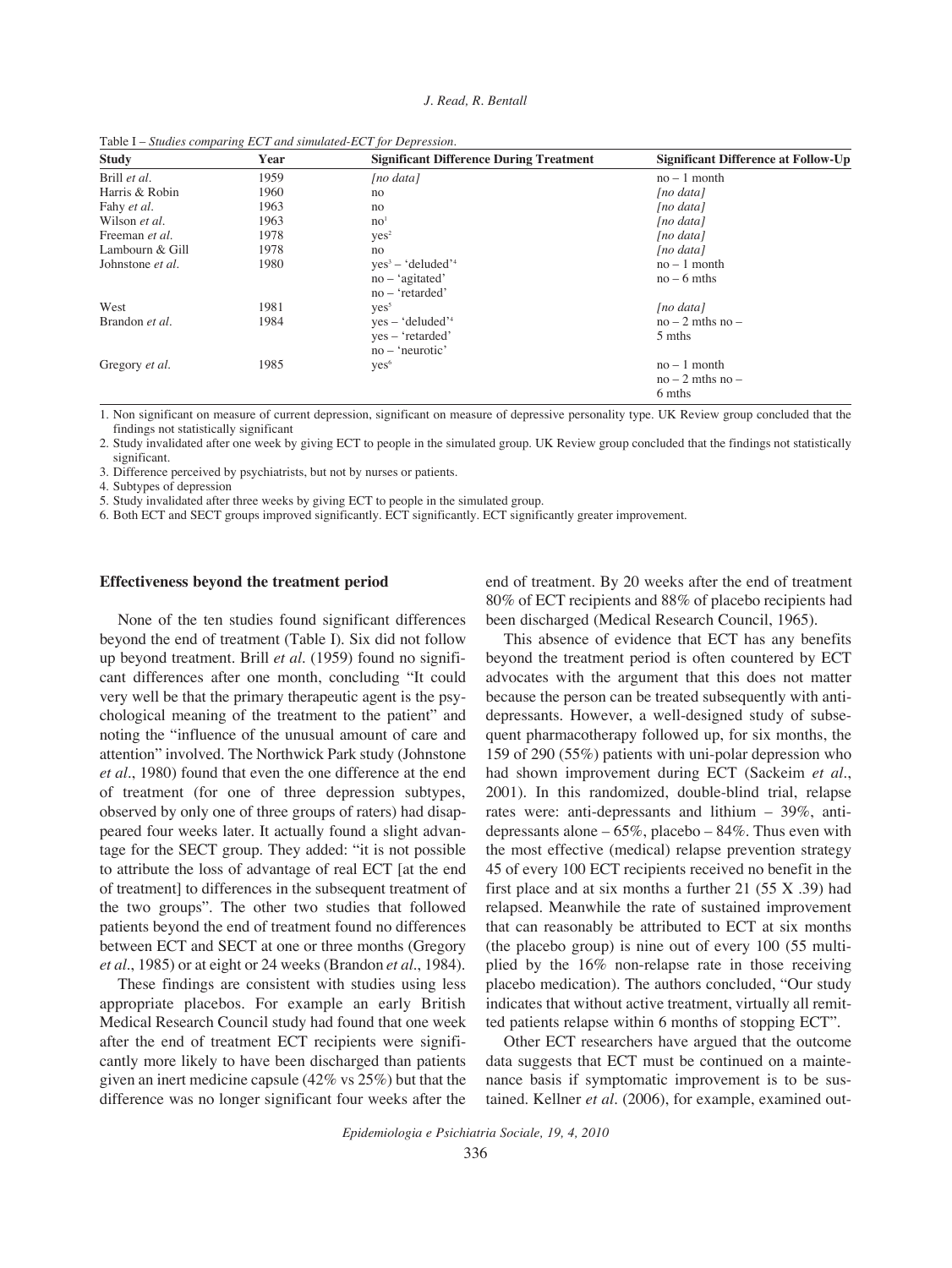Table I – *Studies comparing ECT and simulated-ECT for Depression*.

| Study | Year | Significant Difference During Treatment | Significant Difference at Follow-Up |
|---|---|---|---|
| Brill *et al*. | 1959 | *[no data]* | no – 1 month |
| Harris & Robin | 1960 | no | *[no data]* |
| Fahy *et al*. | 1963 | no | *[no data]* |
| Wilson *et al*. | 1963 | no[1] | *[no data]* |
| Freeman *et al*. | 1978 | yes[2] | *[no data]* |
| Lambourn & Gill | 1978 | no | *[no data]* |
| Johnstone *et al*. | 1980 | yes[3] – 'deluded'[4] <br> no – 'agitated' <br> no – 'retarded' | no – 1 month <br> no – 6 mths |
| West | 1981 | yes[5] | *[no data]* |
| Brandon *et al*. | 1984 | yes – 'deluded'[4] <br> yes – 'retarded' <br> no – 'neurotic' | no – 2 mths no – <br> 5 mths |
| Gregory *et al*. | 1985 | yes[6] | no – 1 month <br> no – 2 mths no – <br> 6 mths |

1. Non significant on measure of current depression, significant on measure of depressive personality type. UK Review group concluded that the findings not statistically significant

2. Study invalidated after one week by giving ECT to people in the simulated group. UK Review group concluded that the findings not statistically significant.

3. Difference perceived by psychiatrists, but not by nurses or patients.

4. Subtypes of depression

5. Study invalidated after three weeks by giving ECT to people in the simulated group.

6. Both ECT and SECT groups improved significantly. ECT significantly. ECT significantly greater improvement.

### Effectiveness beyond the treatment period

None of the ten studies found significant differences beyond the end of treatment (Table I). Six did not follow up beyond treatment. Brill *et al*. (1959) found no significant differences after one month, concluding "It could very well be that the primary therapeutic agent is the psychological meaning of the treatment to the patient" and noting the "influence of the unusual amount of care and attention" involved. The Northwick Park study (Johnstone *et al*., 1980) found that even the one difference at the end of treatment (for one of three depression subtypes, observed by only one of three groups of raters) had disappeared four weeks later. It actually found a slight advantage for the SECT group. They added: "it is not possible to attribute the loss of advantage of real ECT [at the end of treatment] to differences in the subsequent treatment of the two groups". The other two studies that followed patients beyond the end of treatment found no differences between ECT and SECT at one or three months (Gregory *et al*., 1985) or at eight or 24 weeks (Brandon *et al*., 1984).

These findings are consistent with studies using less appropriate placebos. For example an early British Medical Research Council study had found that one week after the end of treatment ECT recipients were significantly more likely to have been discharged than patients given an inert medicine capsule (42% vs 25%) but that the difference was no longer significant four weeks after the end of treatment. By 20 weeks after the end of treatment 80% of ECT recipients and 88% of placebo recipients had been discharged (Medical Research Council, 1965).

This absence of evidence that ECT has any benefits beyond the treatment period is often countered by ECT advocates with the argument that this does not matter because the person can be treated subsequently with antidepressants. However, a well-designed study of subsequent pharmacotherapy followed up, for six months, the 159 of 290 (55%) patients with uni-polar depression who had shown improvement during ECT (Sackeim *et al*., 2001). In this randomized, double-blind trial, relapse rates were: anti-depressants and lithium – 39%, antidepressants alone – 65%, placebo – 84%. Thus even with the most effective (medical) relapse prevention strategy 45 of every 100 ECT recipients received no benefit in the first place and at six months a further 21 (55 X .39) had relapsed. Meanwhile the rate of sustained improvement that can reasonably be attributed to ECT at six months (the placebo group) is nine out of every 100 (55 multiplied by the 16% non-relapse rate in those receiving placebo medication). The authors concluded, "Our study indicates that without active treatment, virtually all remitted patients relapse within 6 months of stopping ECT".

Other ECT researchers have argued that the outcome data suggests that ECT must be continued on a maintenance basis if symptomatic improvement is to be sustained. Kellner *et al*. (2006), for example, examined out-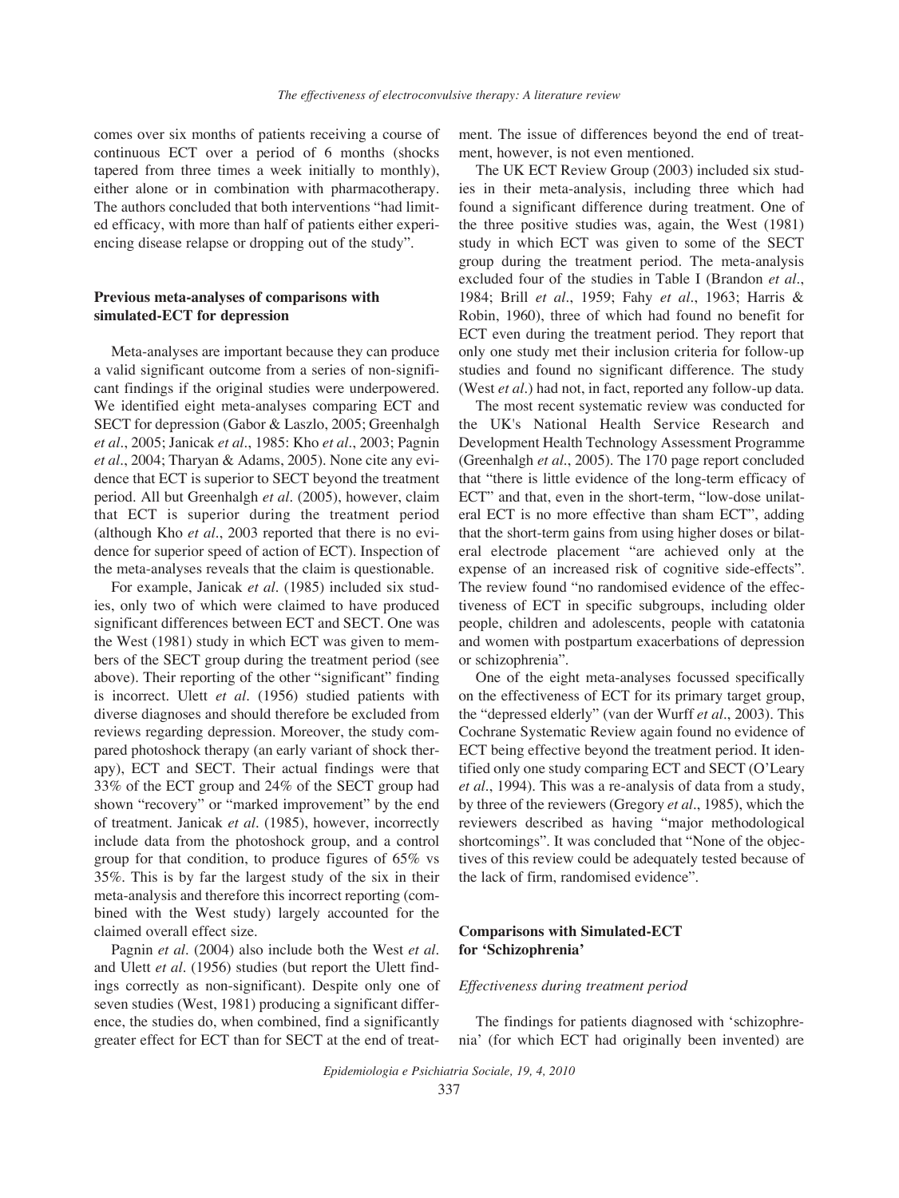comes over six months of patients receiving a course of continuous ECT over a period of 6 months (shocks tapered from three times a week initially to monthly), either alone or in combination with pharmacotherapy. The authors concluded that both interventions "had limited efficacy, with more than half of patients either experiencing disease relapse or dropping out of the study".

### Previous meta-analyses of comparisons with simulated-ECT for depression

Meta-analyses are important because they can produce a valid significant outcome from a series of non-significant findings if the original studies were underpowered. We identified eight meta-analyses comparing ECT and SECT for depression (Gabor & Laszlo, 2005; Greenhalgh *et al.*, 2005; Janicak *et al.*, 1985: Kho *et al.*, 2003; Pagnin *et al.*, 2004; Tharyan & Adams, 2005). None cite any evidence that ECT is superior to SECT beyond the treatment period. All but Greenhalgh *et al.* (2005), however, claim that ECT is superior during the treatment period (although Kho *et al.*, 2003 reported that there is no evidence for superior speed of action of ECT). Inspection of the meta-analyses reveals that the claim is questionable.

For example, Janicak *et al.* (1985) included six studies, only two of which were claimed to have produced significant differences between ECT and SECT. One was the West (1981) study in which ECT was given to members of the SECT group during the treatment period (see above). Their reporting of the other "significant" finding is incorrect. Ulett *et al.* (1956) studied patients with diverse diagnoses and should therefore be excluded from reviews regarding depression. Moreover, the study compared photoshock therapy (an early variant of shock therapy), ECT and SECT. Their actual findings were that 33% of the ECT group and 24% of the SECT group had shown "recovery" or "marked improvement" by the end of treatment. Janicak *et al.* (1985), however, incorrectly include data from the photoshock group, and a control group for that condition, to produce figures of 65% vs 35%. This is by far the largest study of the six in their meta-analysis and therefore this incorrect reporting (combined with the West study) largely accounted for the claimed overall effect size.

Pagnin *et al.* (2004) also include both the West *et al.* and Ulett *et al.* (1956) studies (but report the Ulett findings correctly as non-significant). Despite only one of seven studies (West, 1981) producing a significant difference, the studies do, when combined, find a significantly greater effect for ECT than for SECT at the end of treatment. The issue of differences beyond the end of treatment, however, is not even mentioned.

The UK ECT Review Group (2003) included six studies in their meta-analysis, including three which had found a significant difference during treatment. One of the three positive studies was, again, the West (1981) study in which ECT was given to some of the SECT group during the treatment period. The meta-analysis excluded four of the studies in Table I (Brandon *et al.*, 1984; Brill *et al.*, 1959; Fahy *et al.*, 1963; Harris & Robin, 1960), three of which had found no benefit for ECT even during the treatment period. They report that only one study met their inclusion criteria for follow-up studies and found no significant difference. The study (West *et al.*) had not, in fact, reported any follow-up data.

The most recent systematic review was conducted for the UK's National Health Service Research and Development Health Technology Assessment Programme (Greenhalgh *et al.*, 2005). The 170 page report concluded that "there is little evidence of the long-term efficacy of ECT" and that, even in the short-term, "low-dose unilateral ECT is no more effective than sham ECT", adding that the short-term gains from using higher doses or bilateral electrode placement "are achieved only at the expense of an increased risk of cognitive side-effects". The review found "no randomised evidence of the effectiveness of ECT in specific subgroups, including older people, children and adolescents, people with catatonia and women with postpartum exacerbations of depression or schizophrenia".

One of the eight meta-analyses focussed specifically on the effectiveness of ECT for its primary target group, the "depressed elderly" (van der Wurff *et al.*, 2003). This Cochrane Systematic Review again found no evidence of ECT being effective beyond the treatment period. It identified only one study comparing ECT and SECT (O'Leary *et al.*, 1994). This was a re-analysis of data from a study, by three of the reviewers (Gregory *et al.*, 1985), which the reviewers described as having "major methodological shortcomings". It was concluded that "None of the objectives of this review could be adequately tested because of the lack of firm, randomised evidence".

### Comparisons with Simulated-ECT for 'Schizophrenia'

#### *Effectiveness during treatment period*

The findings for patients diagnosed with 'schizophrenia' (for which ECT had originally been invented) are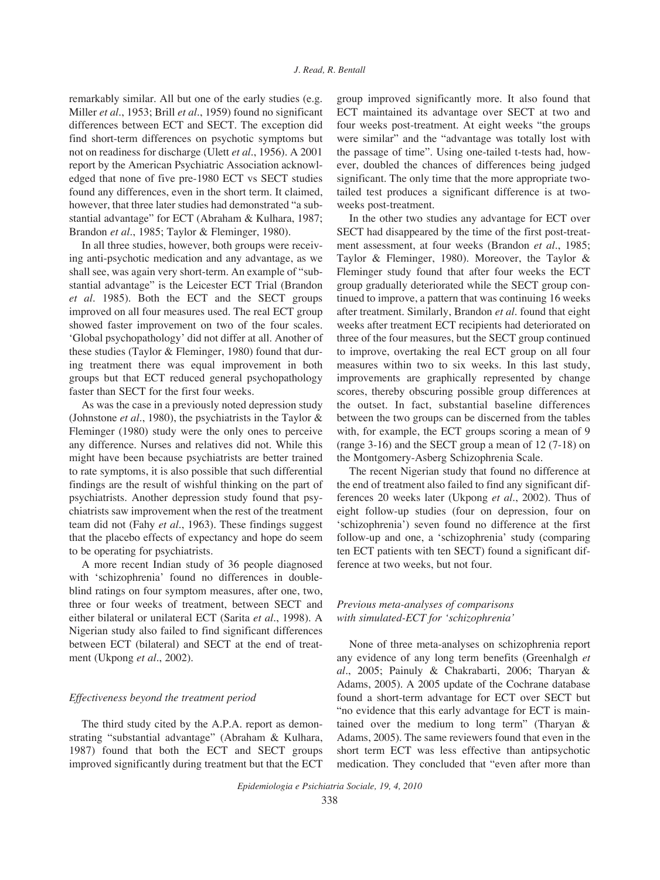remarkably similar. All but one of the early studies (e.g. Miller *et al*., 1953; Brill *et al*., 1959) found no significant differences between ECT and SECT. The exception did find short-term differences on psychotic symptoms but not on readiness for discharge (Ulett *et al*., 1956). A 2001 report by the American Psychiatric Association acknowledged that none of five pre-1980 ECT vs SECT studies found any differences, even in the short term. It claimed, however, that three later studies had demonstrated "a substantial advantage" for ECT (Abraham & Kulhara, 1987; Brandon *et al*., 1985; Taylor & Fleminger, 1980).

In all three studies, however, both groups were receiving anti-psychotic medication and any advantage, as we shall see, was again very short-term. An example of "substantial advantage" is the Leicester ECT Trial (Brandon *et al*. 1985). Both the ECT and the SECT groups improved on all four measures used. The real ECT group showed faster improvement on two of the four scales. 'Global psychopathology' did not differ at all. Another of these studies (Taylor & Fleminger, 1980) found that during treatment there was equal improvement in both groups but that ECT reduced general psychopathology faster than SECT for the first four weeks.

As was the case in a previously noted depression study (Johnstone *et al*., 1980), the psychiatrists in the Taylor & Fleminger (1980) study were the only ones to perceive any difference. Nurses and relatives did not. While this might have been because psychiatrists are better trained to rate symptoms, it is also possible that such differential findings are the result of wishful thinking on the part of psychiatrists. Another depression study found that psychiatrists saw improvement when the rest of the treatment team did not (Fahy *et al*., 1963). These findings suggest that the placebo effects of expectancy and hope do seem to be operating for psychiatrists.

A more recent Indian study of 36 people diagnosed with 'schizophrenia' found no differences in double-blind ratings on four symptom measures, after one, two, three or four weeks of treatment, between SECT and either bilateral or unilateral ECT (Sarita *et al*., 1998). A Nigerian study also failed to find significant differences between ECT (bilateral) and SECT at the end of treatment (Ukpong *et al*., 2002).

### *Effectiveness beyond the treatment period*

The third study cited by the A.P.A. report as demonstrating "substantial advantage" (Abraham & Kulhara, 1987) found that both the ECT and SECT groups improved significantly during treatment but that the ECT group improved significantly more. It also found that ECT maintained its advantage over SECT at two and four weeks post-treatment. At eight weeks "the groups were similar" and the "advantage was totally lost with the passage of time". Using one-tailed t-tests had, however, doubled the chances of differences being judged significant. The only time that the more appropriate two-tailed test produces a significant difference is at two-weeks post-treatment.

In the other two studies any advantage for ECT over SECT had disappeared by the time of the first post-treatment assessment, at four weeks (Brandon *et al*., 1985; Taylor & Fleminger, 1980). Moreover, the Taylor & Fleminger study found that after four weeks the ECT group gradually deteriorated while the SECT group continued to improve, a pattern that was continuing 16 weeks after treatment. Similarly, Brandon *et al*. found that eight weeks after treatment ECT recipients had deteriorated on three of the four measures, but the SECT group continued to improve, overtaking the real ECT group on all four measures within two to six weeks. In this last study, improvements are graphically represented by change scores, thereby obscuring possible group differences at the outset. In fact, substantial baseline differences between the two groups can be discerned from the tables with, for example, the ECT groups scoring a mean of 9 (range 3-16) and the SECT group a mean of 12 (7-18) on the Montgomery-Asberg Schizophrenia Scale.

The recent Nigerian study that found no difference at the end of treatment also failed to find any significant differences 20 weeks later (Ukpong *et al*., 2002). Thus of eight follow-up studies (four on depression, four on 'schizophrenia') seven found no difference at the first follow-up and one, a 'schizophrenia' study (comparing ten ECT patients with ten SECT) found a significant difference at two weeks, but not four.

### *Previous meta-analyses of comparisons with simulated-ECT for 'schizophrenia'*

None of three meta-analyses on schizophrenia report any evidence of any long term benefits (Greenhalgh *et al*., 2005; Painuly & Chakrabarti, 2006; Tharyan & Adams, 2005). A 2005 update of the Cochrane database found a short-term advantage for ECT over SECT but "no evidence that this early advantage for ECT is maintained over the medium to long term" (Tharyan & Adams, 2005). The same reviewers found that even in the short term ECT was less effective than antipsychotic medication. They concluded that "even after more than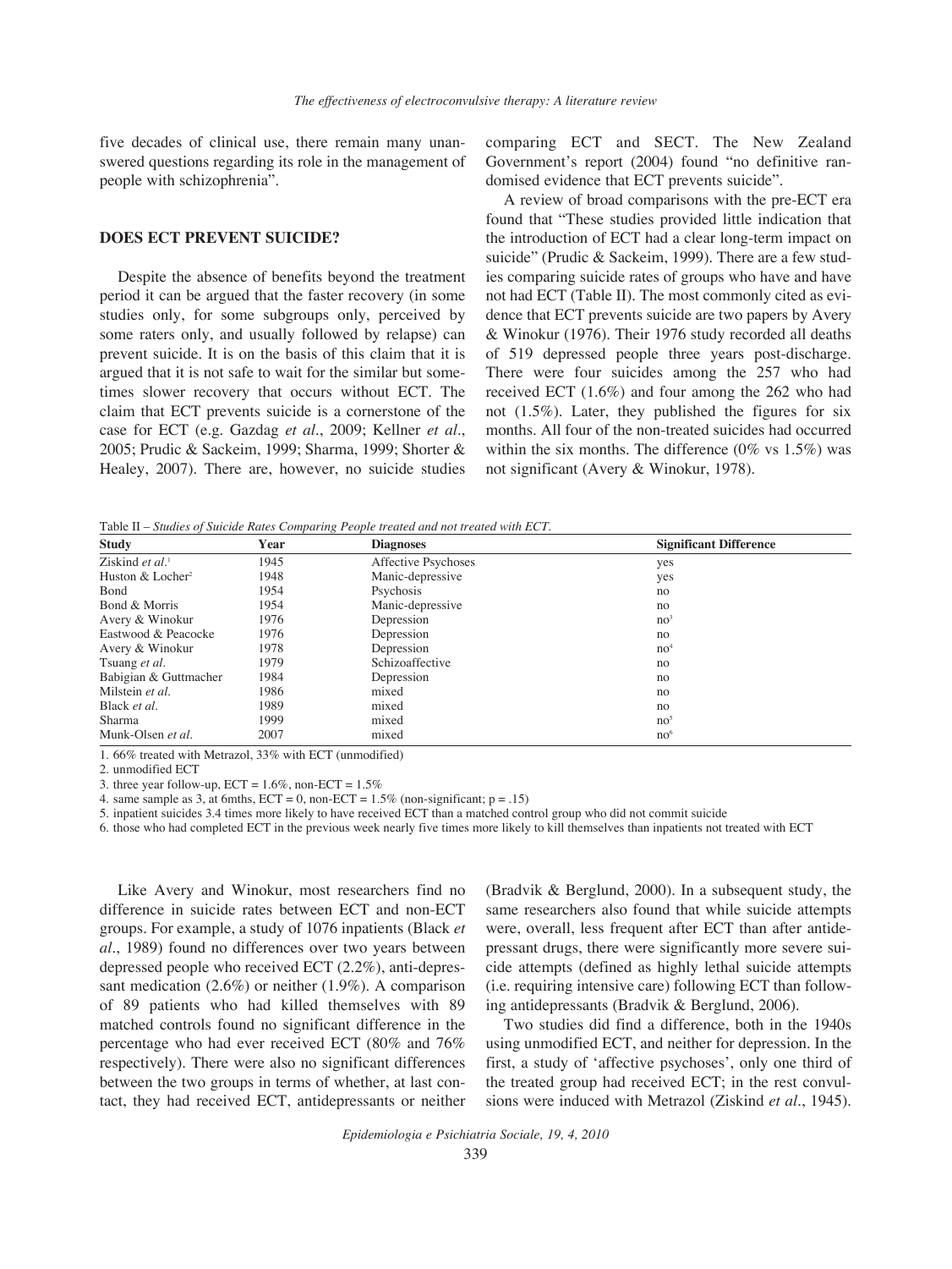five decades of clinical use, there remain many unanswered questions regarding its role in the management of people with schizophrenia".

## DOES ECT PREVENT SUICIDE?

Despite the absence of benefits beyond the treatment period it can be argued that the faster recovery (in some studies only, for some subgroups only, perceived by some raters only, and usually followed by relapse) can prevent suicide. It is on the basis of this claim that it is argued that it is not safe to wait for the similar but sometimes slower recovery that occurs without ECT. The claim that ECT prevents suicide is a cornerstone of the case for ECT (e.g. Gazdag *et al*., 2009; Kellner *et al*., 2005; Prudic & Sackeim, 1999; Sharma, 1999; Shorter & Healey, 2007). There are, however, no suicide studies comparing ECT and SECT. The New Zealand Government's report (2004) found "no definitive randomised evidence that ECT prevents suicide".

A review of broad comparisons with the pre-ECT era found that "These studies provided little indication that the introduction of ECT had a clear long-term impact on suicide" (Prudic & Sackeim, 1999). There are a few studies comparing suicide rates of groups who have and have not had ECT (Table II). The most commonly cited as evidence that ECT prevents suicide are two papers by Avery & Winokur (1976). Their 1976 study recorded all deaths of 519 depressed people three years post-discharge. There were four suicides among the 257 who had received ECT (1.6%) and four among the 262 who had not (1.5%). Later, they published the figures for six months. All four of the non-treated suicides had occurred within the six months. The difference (0% vs 1.5%) was not significant (Avery & Winokur, 1978).

Table II – *Studies of Suicide Rates Comparing People treated and not treated with ECT*.

| Study | Year | Diagnoses | Significant Difference |
|---|---|---|---|
| Ziskind *et al*.[1] | 1945 | Affective Psychoses | yes |
| Huston & Locher[2] | 1948 | Manic-depressive | yes |
| Bond | 1954 | Psychosis | no |
| Bond & Morris | 1954 | Manic-depressive | no |
| Avery & Winokur | 1976 | Depression | no[3] |
| Eastwood & Peacocke | 1976 | Depression | no |
| Avery & Winokur | 1978 | Depression | no[4] |
| Tsuang *et al*. | 1979 | Schizoaffective | no |
| Babigian & Guttmacher | 1984 | Depression | no |
| Milstein *et al*. | 1986 | mixed | no |
| Black *et al*. | 1989 | mixed | no |
| Sharma | 1999 | mixed | no[5] |
| Munk-Olsen *et al*. | 2007 | mixed | no[6] |

1. 66% treated with Metrazol, 33% with ECT (unmodified)
2. unmodified ECT
3. three year follow-up, ECT = 1.6%, non-ECT = 1.5%
4. same sample as 3, at 6mths, ECT = 0, non-ECT = 1.5% (non-significant; $p = .15$)
5. inpatient suicides 3.4 times more likely to have received ECT than a matched control group who did not commit suicide
6. those who had completed ECT in the previous week nearly five times more likely to kill themselves than inpatients not treated with ECT

Like Avery and Winokur, most researchers find no difference in suicide rates between ECT and non-ECT groups. For example, a study of 1076 inpatients (Black *et al*., 1989) found no differences over two years between depressed people who received ECT (2.2%), anti-depressant medication (2.6%) or neither (1.9%). A comparison of 89 patients who had killed themselves with 89 matched controls found no significant difference in the percentage who had ever received ECT (80% and 76% respectively). There were also no significant differences between the two groups in terms of whether, at last contact, they had received ECT, antidepressants or neither (Bradvik & Berglund, 2000). In a subsequent study, the same researchers also found that while suicide attempts were, overall, less frequent after ECT than after antidepressant drugs, there were significantly more severe suicide attempts (defined as highly lethal suicide attempts (i.e. requiring intensive care) following ECT than following antidepressants (Bradvik & Berglund, 2006).

Two studies did find a difference, both in the 1940s using unmodified ECT, and neither for depression. In the first, a study of 'affective psychoses', only one third of the treated group had received ECT; in the rest convulsions were induced with Metrazol (Ziskind *et al*., 1945).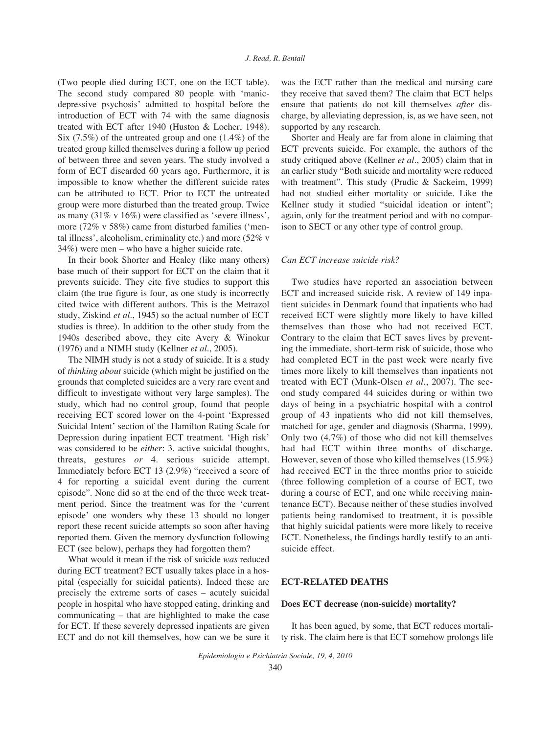(Two people died during ECT, one on the ECT table). The second study compared 80 people with 'manic-depressive psychosis' admitted to hospital before the introduction of ECT with 74 with the same diagnosis treated with ECT after 1940 (Huston & Locher, 1948). Six (7.5%) of the untreated group and one (1.4%) of the treated group killed themselves during a follow up period of between three and seven years. The study involved a form of ECT discarded 60 years ago, Furthermore, it is impossible to know whether the different suicide rates can be attributed to ECT. Prior to ECT the untreated group were more disturbed than the treated group. Twice as many (31% v 16%) were classified as 'severe illness', more (72% v 58%) came from disturbed families ('mental illness', alcoholism, criminality etc.) and more (52% v 34%) were men – who have a higher suicide rate.

In their book Shorter and Healey (like many others) base much of their support for ECT on the claim that it prevents suicide. They cite five studies to support this claim (the true figure is four, as one study is incorrectly cited twice with different authors. This is the Metrazol study, Ziskind *et al*., 1945) so the actual number of ECT studies is three). In addition to the other study from the 1940s described above, they cite Avery & Winokur (1976) and a NIMH study (Kellner *et al*., 2005).

The NIMH study is not a study of suicide. It is a study of *thinking about* suicide (which might be justified on the grounds that completed suicides are a very rare event and difficult to investigate without very large samples). The study, which had no control group, found that people receiving ECT scored lower on the 4-point 'Expressed Suicidal Intent' section of the Hamilton Rating Scale for Depression during inpatient ECT treatment. 'High risk' was considered to be *either*: 3. active suicidal thoughts, threats, gestures *or* 4. serious suicide attempt. Immediately before ECT 13 (2.9%) "received a score of 4 for reporting a suicidal event during the current episode". None did so at the end of the three week treatment period. Since the treatment was for the 'current episode' one wonders why these 13 should no longer report these recent suicide attempts so soon after having reported them. Given the memory dysfunction following ECT (see below), perhaps they had forgotten them?

What would it mean if the risk of suicide *was* reduced during ECT treatment? ECT usually takes place in a hospital (especially for suicidal patients). Indeed these are precisely the extreme sorts of cases – acutely suicidal people in hospital who have stopped eating, drinking and communicating – that are highlighted to make the case for ECT. If these severely depressed inpatients are given ECT and do not kill themselves, how can we be sure it was the ECT rather than the medical and nursing care they receive that saved them? The claim that ECT helps ensure that patients do not kill themselves *after* discharge, by alleviating depression, is, as we have seen, not supported by any research.

Shorter and Healy are far from alone in claiming that ECT prevents suicide. For example, the authors of the study critiqued above (Kellner *et al*., 2005) claim that in an earlier study "Both suicide and mortality were reduced with treatment". This study (Prudic & Sackeim, 1999) had not studied either mortality or suicide. Like the Kellner study it studied "suicidal ideation or intent"; again, only for the treatment period and with no comparison to SECT or any other type of control group.

### *Can ECT increase suicide risk?*

Two studies have reported an association between ECT and increased suicide risk. A review of 149 inpatient suicides in Denmark found that inpatients who had received ECT were slightly more likely to have killed themselves than those who had not received ECT. Contrary to the claim that ECT saves lives by preventing the immediate, short-term risk of suicide, those who had completed ECT in the past week were nearly five times more likely to kill themselves than inpatients not treated with ECT (Munk-Olsen *et al*., 2007). The second study compared 44 suicides during or within two days of being in a psychiatric hospital with a control group of 43 inpatients who did not kill themselves, matched for age, gender and diagnosis (Sharma, 1999). Only two (4.7%) of those who did not kill themselves had had ECT within three months of discharge. However, seven of those who killed themselves (15.9%) had received ECT in the three months prior to suicide (three following completion of a course of ECT, two during a course of ECT, and one while receiving maintenance ECT). Because neither of these studies involved patients being randomised to treatment, it is possible that highly suicidal patients were more likely to receive ECT. Nonetheless, the findings hardly testify to an anti-suicide effect.

## ECT-RELATED DEATHS

### Does ECT decrease (non-suicide) mortality?

It has been agued, by some, that ECT reduces mortality risk. The claim here is that ECT somehow prolongs life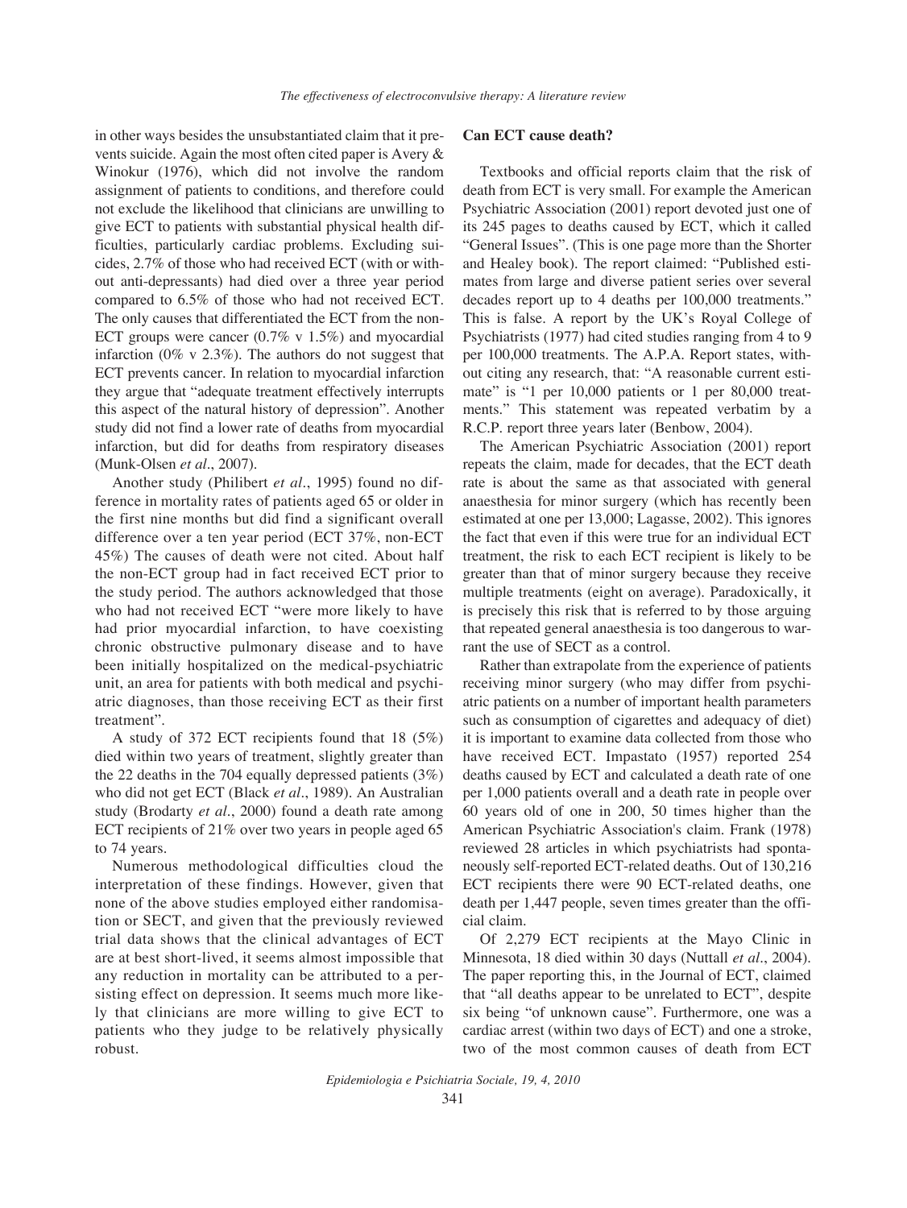in other ways besides the unsubstantiated claim that it prevents suicide. Again the most often cited paper is Avery & Winokur (1976), which did not involve the random assignment of patients to conditions, and therefore could not exclude the likelihood that clinicians are unwilling to give ECT to patients with substantial physical health difficulties, particularly cardiac problems. Excluding suicides, 2.7% of those who had received ECT (with or without anti-depressants) had died over a three year period compared to 6.5% of those who had not received ECT. The only causes that differentiated the ECT from the non-ECT groups were cancer (0.7% v 1.5%) and myocardial infarction (0% v 2.3%). The authors do not suggest that ECT prevents cancer. In relation to myocardial infarction they argue that "adequate treatment effectively interrupts this aspect of the natural history of depression". Another study did not find a lower rate of deaths from myocardial infarction, but did for deaths from respiratory diseases (Munk-Olsen *et al.*, 2007).

Another study (Philibert *et al.*, 1995) found no difference in mortality rates of patients aged 65 or older in the first nine months but did find a significant overall difference over a ten year period (ECT 37%, non-ECT 45%) The causes of death were not cited. About half the non-ECT group had in fact received ECT prior to the study period. The authors acknowledged that those who had not received ECT "were more likely to have had prior myocardial infarction, to have coexisting chronic obstructive pulmonary disease and to have been initially hospitalized on the medical-psychiatric unit, an area for patients with both medical and psychiatric diagnoses, than those receiving ECT as their first treatment".

A study of 372 ECT recipients found that 18 (5%) died within two years of treatment, slightly greater than the 22 deaths in the 704 equally depressed patients (3%) who did not get ECT (Black *et al.*, 1989). An Australian study (Brodarty *et al.*, 2000) found a death rate among ECT recipients of 21% over two years in people aged 65 to 74 years.

Numerous methodological difficulties cloud the interpretation of these findings. However, given that none of the above studies employed either randomisation or SECT, and given that the previously reviewed trial data shows that the clinical advantages of ECT are at best short-lived, it seems almost impossible that any reduction in mortality can be attributed to a persisting effect on depression. It seems much more likely that clinicians are more willing to give ECT to patients who they judge to be relatively physically robust.

### Can ECT cause death?

Textbooks and official reports claim that the risk of death from ECT is very small. For example the American Psychiatric Association (2001) report devoted just one of its 245 pages to deaths caused by ECT, which it called "General Issues". (This is one page more than the Shorter and Healey book). The report claimed: "Published estimates from large and diverse patient series over several decades report up to 4 deaths per 100,000 treatments." This is false. A report by the UK's Royal College of Psychiatrists (1977) had cited studies ranging from 4 to 9 per 100,000 treatments. The A.P.A. Report states, without citing any research, that: "A reasonable current estimate" is "1 per 10,000 patients or 1 per 80,000 treatments." This statement was repeated verbatim by a R.C.P. report three years later (Benbow, 2004).

The American Psychiatric Association (2001) report repeats the claim, made for decades, that the ECT death rate is about the same as that associated with general anaesthesia for minor surgery (which has recently been estimated at one per 13,000; Lagasse, 2002). This ignores the fact that even if this were true for an individual ECT treatment, the risk to each ECT recipient is likely to be greater than that of minor surgery because they receive multiple treatments (eight on average). Paradoxically, it is precisely this risk that is referred to by those arguing that repeated general anaesthesia is too dangerous to warrant the use of SECT as a control.

Rather than extrapolate from the experience of patients receiving minor surgery (who may differ from psychiatric patients on a number of important health parameters such as consumption of cigarettes and adequacy of diet) it is important to examine data collected from those who have received ECT. Impastato (1957) reported 254 deaths caused by ECT and calculated a death rate of one per 1,000 patients overall and a death rate in people over 60 years old of one in 200, 50 times higher than the American Psychiatric Association's claim. Frank (1978) reviewed 28 articles in which psychiatrists had spontaneously self-reported ECT-related deaths. Out of 130,216 ECT recipients there were 90 ECT-related deaths, one death per 1,447 people, seven times greater than the official claim.

Of 2,279 ECT recipients at the Mayo Clinic in Minnesota, 18 died within 30 days (Nuttall *et al.*, 2004). The paper reporting this, in the Journal of ECT, claimed that "all deaths appear to be unrelated to ECT", despite six being "of unknown cause". Furthermore, one was a cardiac arrest (within two days of ECT) and one a stroke, two of the most common causes of death from ECT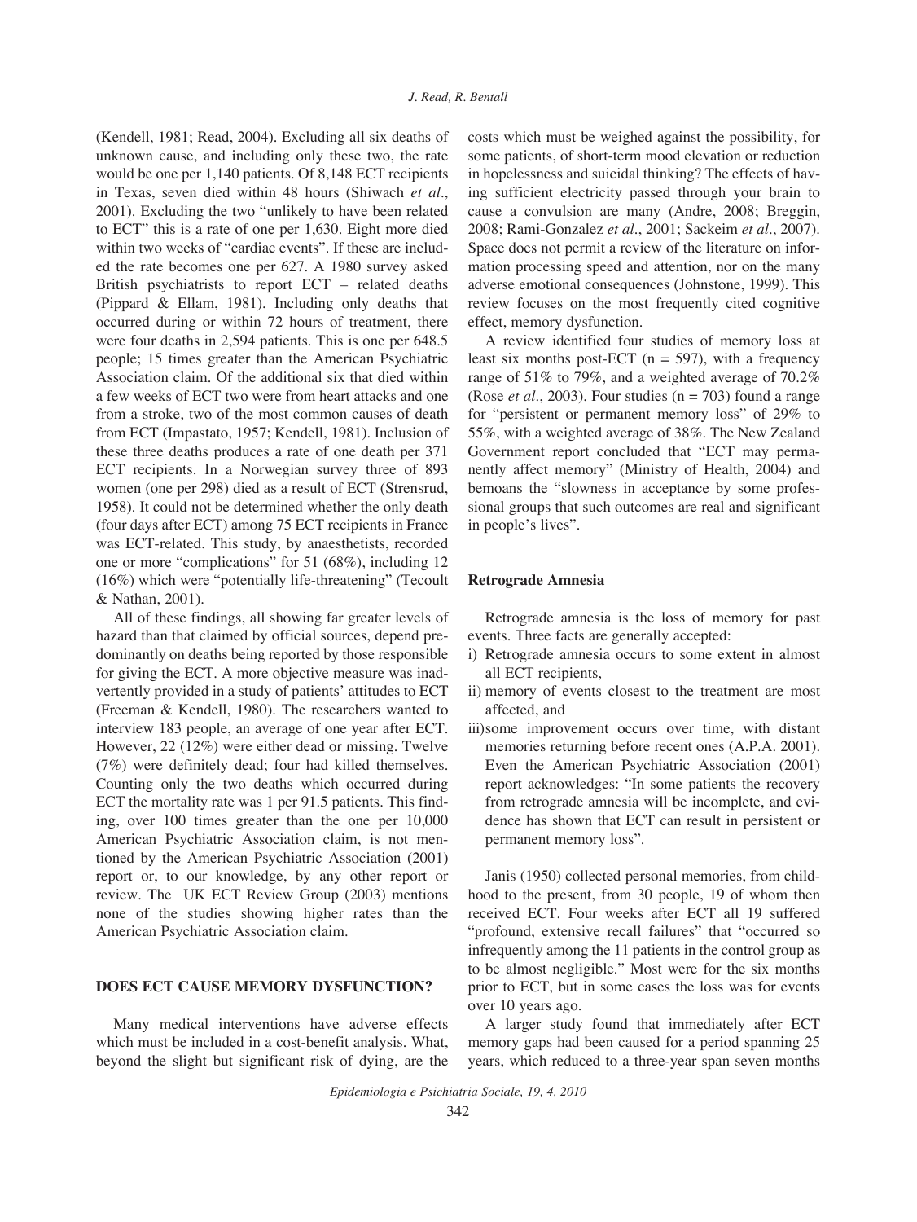(Kendell, 1981; Read, 2004). Excluding all six deaths of unknown cause, and including only these two, the rate would be one per 1,140 patients. Of 8,148 ECT recipients in Texas, seven died within 48 hours (Shiwach *et al*., 2001). Excluding the two "unlikely to have been related to ECT" this is a rate of one per 1,630. Eight more died within two weeks of "cardiac events". If these are included the rate becomes one per 627. A 1980 survey asked British psychiatrists to report ECT – related deaths (Pippard & Ellam, 1981). Including only deaths that occurred during or within 72 hours of treatment, there were four deaths in 2,594 patients. This is one per 648.5 people; 15 times greater than the American Psychiatric Association claim. Of the additional six that died within a few weeks of ECT two were from heart attacks and one from a stroke, two of the most common causes of death from ECT (Impastato, 1957; Kendell, 1981). Inclusion of these three deaths produces a rate of one death per 371 ECT recipients. In a Norwegian survey three of 893 women (one per 298) died as a result of ECT (Strensrud, 1958). It could not be determined whether the only death (four days after ECT) among 75 ECT recipients in France was ECT-related. This study, by anaesthetists, recorded one or more "complications" for 51 (68%), including 12 (16%) which were "potentially life-threatening" (Tecoult & Nathan, 2001).

All of these findings, all showing far greater levels of hazard than that claimed by official sources, depend predominantly on deaths being reported by those responsible for giving the ECT. A more objective measure was inadvertently provided in a study of patients' attitudes to ECT (Freeman & Kendell, 1980). The researchers wanted to interview 183 people, an average of one year after ECT. However, 22 (12%) were either dead or missing. Twelve (7%) were definitely dead; four had killed themselves. Counting only the two deaths which occurred during ECT the mortality rate was 1 per 91.5 patients. This finding, over 100 times greater than the one per 10,000 American Psychiatric Association claim, is not mentioned by the American Psychiatric Association (2001) report or, to our knowledge, by any other report or review. The UK ECT Review Group (2003) mentions none of the studies showing higher rates than the American Psychiatric Association claim.

## DOES ECT CAUSE MEMORY DYSFUNCTION?

Many medical interventions have adverse effects which must be included in a cost-benefit analysis. What, beyond the slight but significant risk of dying, are the costs which must be weighed against the possibility, for some patients, of short-term mood elevation or reduction in hopelessness and suicidal thinking? The effects of having sufficient electricity passed through your brain to cause a convulsion are many (Andre, 2008; Breggin, 2008; Rami-Gonzalez *et al*., 2001; Sackeim *et al*., 2007). Space does not permit a review of the literature on information processing speed and attention, nor on the many adverse emotional consequences (Johnstone, 1999). This review focuses on the most frequently cited cognitive effect, memory dysfunction.

A review identified four studies of memory loss at least six months post-ECT (n = 597), with a frequency range of 51% to 79%, and a weighted average of 70.2% (Rose *et al*., 2003). Four studies (n = 703) found a range for "persistent or permanent memory loss" of 29% to 55%, with a weighted average of 38%. The New Zealand Government report concluded that "ECT may permanently affect memory" (Ministry of Health, 2004) and bemoans the "slowness in acceptance by some professional groups that such outcomes are real and significant in people's lives".

### Retrograde Amnesia

Retrograde amnesia is the loss of memory for past events. Three facts are generally accepted:

i) Retrograde amnesia occurs to some extent in almost all ECT recipients,
ii) memory of events closest to the treatment are most affected, and
iii) some improvement occurs over time, with distant memories returning before recent ones (A.P.A. 2001). Even the American Psychiatric Association (2001) report acknowledges: "In some patients the recovery from retrograde amnesia will be incomplete, and evidence has shown that ECT can result in persistent or permanent memory loss".

Janis (1950) collected personal memories, from childhood to the present, from 30 people, 19 of whom then received ECT. Four weeks after ECT all 19 suffered "profound, extensive recall failures" that "occurred so infrequently among the 11 patients in the control group as to be almost negligible." Most were for the six months prior to ECT, but in some cases the loss was for events over 10 years ago.

A larger study found that immediately after ECT memory gaps had been caused for a period spanning 25 years, which reduced to a three-year span seven months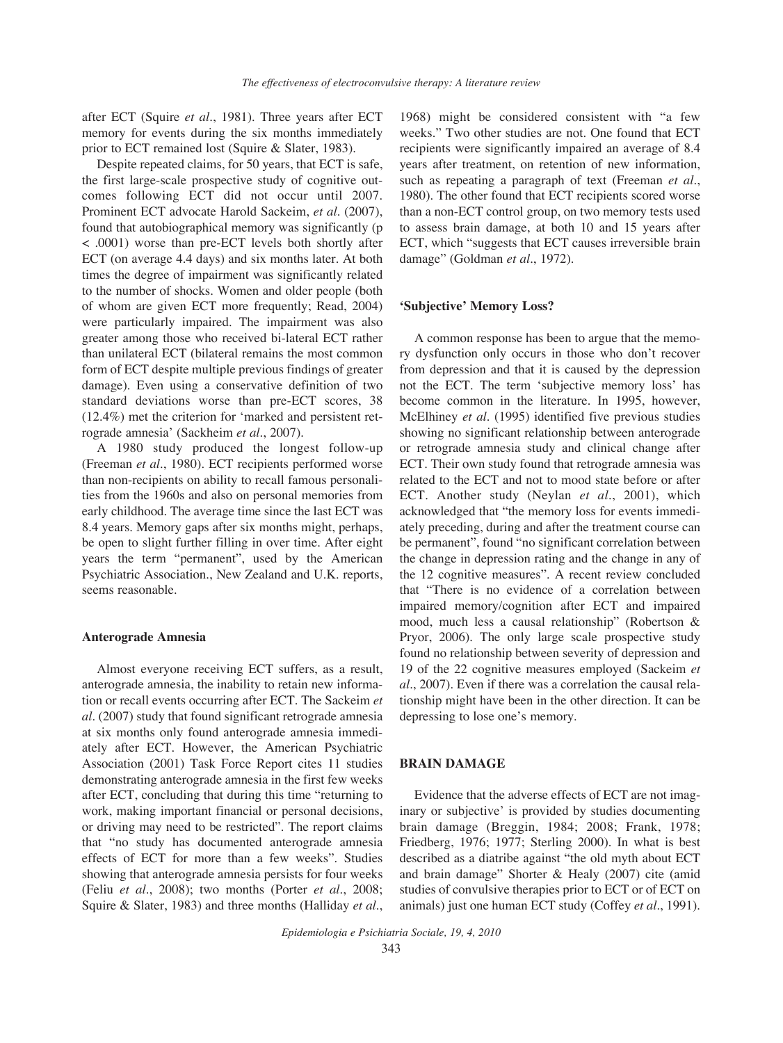after ECT (Squire *et al*., 1981). Three years after ECT memory for events during the six months immediately prior to ECT remained lost (Squire & Slater, 1983).

Despite repeated claims, for 50 years, that ECT is safe, the first large-scale prospective study of cognitive outcomes following ECT did not occur until 2007. Prominent ECT advocate Harold Sackeim, *et al*. (2007), found that autobiographical memory was significantly ($p < .0001$) worse than pre-ECT levels both shortly after ECT (on average 4.4 days) and six months later. At both times the degree of impairment was significantly related to the number of shocks. Women and older people (both of whom are given ECT more frequently; Read, 2004) were particularly impaired. The impairment was also greater among those who received bi-lateral ECT rather than unilateral ECT (bilateral remains the most common form of ECT despite multiple previous findings of greater damage). Even using a conservative definition of two standard deviations worse than pre-ECT scores, 38 (12.4%) met the criterion for 'marked and persistent retrograde amnesia' (Sackheim *et al*., 2007).

A 1980 study produced the longest follow-up (Freeman *et al*., 1980). ECT recipients performed worse than non-recipients on ability to recall famous personalities from the 1960s and also on personal memories from early childhood. The average time since the last ECT was 8.4 years. Memory gaps after six months might, perhaps, be open to slight further filling in over time. After eight years the term "permanent", used by the American Psychiatric Association., New Zealand and U.K. reports, seems reasonable.

#### Anterograde Amnesia

Almost everyone receiving ECT suffers, as a result, anterograde amnesia, the inability to retain new information or recall events occurring after ECT. The Sackeim *et al*. (2007) study that found significant retrograde amnesia at six months only found anterograde amnesia immediately after ECT. However, the American Psychiatric Association (2001) Task Force Report cites 11 studies demonstrating anterograde amnesia in the first few weeks after ECT, concluding that during this time "returning to work, making important financial or personal decisions, or driving may need to be restricted". The report claims that "no study has documented anterograde amnesia effects of ECT for more than a few weeks". Studies showing that anterograde amnesia persists for four weeks (Feliu *et al*., 2008); two months (Porter *et al*., 2008; Squire & Slater, 1983) and three months (Halliday *et al*., 1968) might be considered consistent with "a few weeks." Two other studies are not. One found that ECT recipients were significantly impaired an average of 8.4 years after treatment, on retention of new information, such as repeating a paragraph of text (Freeman *et al*., 1980). The other found that ECT recipients scored worse than a non-ECT control group, on two memory tests used to assess brain damage, at both 10 and 15 years after ECT, which "suggests that ECT causes irreversible brain damage" (Goldman *et al*., 1972).

#### 'Subjective' Memory Loss?

A common response has been to argue that the memory dysfunction only occurs in those who don't recover from depression and that it is caused by the depression not the ECT. The term 'subjective memory loss' has become common in the literature. In 1995, however, McElhiney *et al*. (1995) identified five previous studies showing no significant relationship between anterograde or retrograde amnesia study and clinical change after ECT. Their own study found that retrograde amnesia was related to the ECT and not to mood state before or after ECT. Another study (Neylan *et al*., 2001), which acknowledged that "the memory loss for events immediately preceding, during and after the treatment course can be permanent", found "no significant correlation between the change in depression rating and the change in any of the 12 cognitive measures". A recent review concluded that "There is no evidence of a correlation between impaired memory/cognition after ECT and impaired mood, much less a causal relationship" (Robertson & Pryor, 2006). The only large scale prospective study found no relationship between severity of depression and 19 of the 22 cognitive measures employed (Sackeim *et al*., 2007). Even if there was a correlation the causal relationship might have been in the other direction. It can be depressing to lose one's memory.

### BRAIN DAMAGE

Evidence that the adverse effects of ECT are not imaginary or subjective' is provided by studies documenting brain damage (Breggin, 1984; 2008; Frank, 1978; Friedberg, 1976; 1977; Sterling 2000). In what is best described as a diatribe against "the old myth about ECT and brain damage" Shorter & Healy (2007) cite (amid studies of convulsive therapies prior to ECT or of ECT on animals) just one human ECT study (Coffey *et al*., 1991).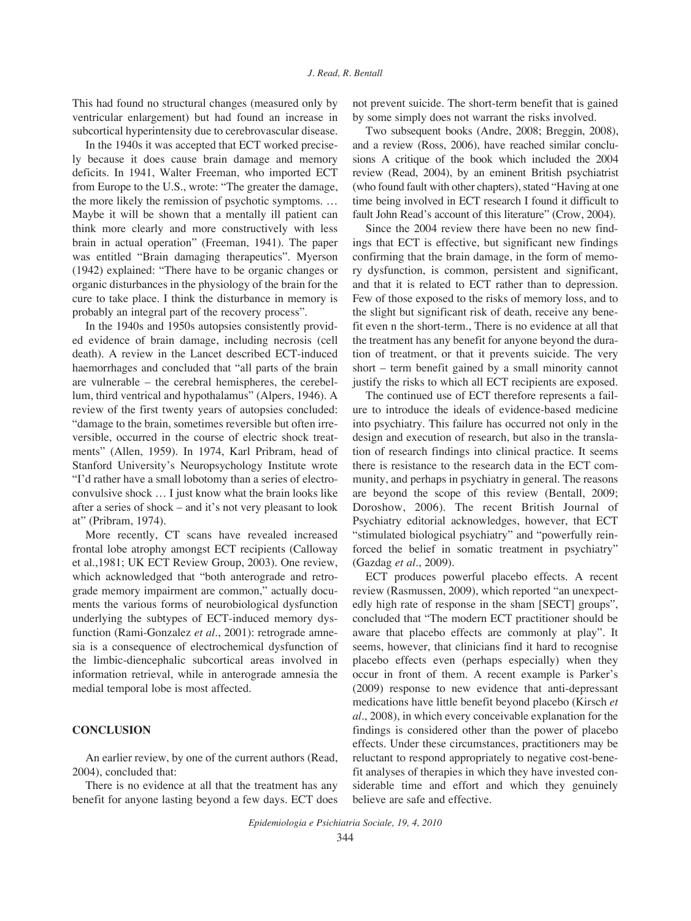This had found no structural changes (measured only by ventricular enlargement) but had found an increase in subcortical hyperintensity due to cerebrovascular disease.

In the 1940s it was accepted that ECT worked precisely because it does cause brain damage and memory deficits. In 1941, Walter Freeman, who imported ECT from Europe to the U.S., wrote: "The greater the damage, the more likely the remission of psychotic symptoms. … Maybe it will be shown that a mentally ill patient can think more clearly and more constructively with less brain in actual operation" (Freeman, 1941). The paper was entitled "Brain damaging therapeutics". Myerson (1942) explained: "There have to be organic changes or organic disturbances in the physiology of the brain for the cure to take place. I think the disturbance in memory is probably an integral part of the recovery process".

In the 1940s and 1950s autopsies consistently provided evidence of brain damage, including necrosis (cell death). A review in the Lancet described ECT-induced haemorrhages and concluded that "all parts of the brain are vulnerable – the cerebral hemispheres, the cerebellum, third ventrical and hypothalamus" (Alpers, 1946). A review of the first twenty years of autopsies concluded: "damage to the brain, sometimes reversible but often irreversible, occurred in the course of electric shock treatments" (Allen, 1959). In 1974, Karl Pribram, head of Stanford University's Neuropsychology Institute wrote "I'd rather have a small lobotomy than a series of electroconvulsive shock … I just know what the brain looks like after a series of shock – and it's not very pleasant to look at" (Pribram, 1974).

More recently, CT scans have revealed increased frontal lobe atrophy amongst ECT recipients (Calloway et al.,1981; UK ECT Review Group, 2003). One review, which acknowledged that "both anterograde and retrograde memory impairment are common," actually documents the various forms of neurobiological dysfunction underlying the subtypes of ECT-induced memory dysfunction (Rami-Gonzalez *et al*., 2001): retrograde amnesia is a consequence of electrochemical dysfunction of the limbic-diencephalic subcortical areas involved in information retrieval, while in anterograde amnesia the medial temporal lobe is most affected.

## CONCLUSION

An earlier review, by one of the current authors (Read, 2004), concluded that:

There is no evidence at all that the treatment has any benefit for anyone lasting beyond a few days. ECT does not prevent suicide. The short-term benefit that is gained by some simply does not warrant the risks involved.

Two subsequent books (Andre, 2008; Breggin, 2008), and a review (Ross, 2006), have reached similar conclusions A critique of the book which included the 2004 review (Read, 2004), by an eminent British psychiatrist (who found fault with other chapters), stated "Having at one time being involved in ECT research I found it difficult to fault John Read's account of this literature" (Crow, 2004).

Since the 2004 review there have been no new findings that ECT is effective, but significant new findings confirming that the brain damage, in the form of memory dysfunction, is common, persistent and significant, and that it is related to ECT rather than to depression. Few of those exposed to the risks of memory loss, and to the slight but significant risk of death, receive any benefit even n the short-term., There is no evidence at all that the treatment has any benefit for anyone beyond the duration of treatment, or that it prevents suicide. The very short – term benefit gained by a small minority cannot justify the risks to which all ECT recipients are exposed.

The continued use of ECT therefore represents a failure to introduce the ideals of evidence-based medicine into psychiatry. This failure has occurred not only in the design and execution of research, but also in the translation of research findings into clinical practice. It seems there is resistance to the research data in the ECT community, and perhaps in psychiatry in general. The reasons are beyond the scope of this review (Bentall, 2009; Doroshow, 2006). The recent British Journal of Psychiatry editorial acknowledges, however, that ECT "stimulated biological psychiatry" and "powerfully reinforced the belief in somatic treatment in psychiatry" (Gazdag *et al*., 2009).

ECT produces powerful placebo effects. A recent review (Rasmussen, 2009), which reported "an unexpectedly high rate of response in the sham [SECT] groups", concluded that "The modern ECT practitioner should be aware that placebo effects are commonly at play". It seems, however, that clinicians find it hard to recognise placebo effects even (perhaps especially) when they occur in front of them. A recent example is Parker's (2009) response to new evidence that anti-depressant medications have little benefit beyond placebo (Kirsch *et al*., 2008), in which every conceivable explanation for the findings is considered other than the power of placebo effects. Under these circumstances, practitioners may be reluctant to respond appropriately to negative cost-benefit analyses of therapies in which they have invested considerable time and effort and which they genuinely believe are safe and effective.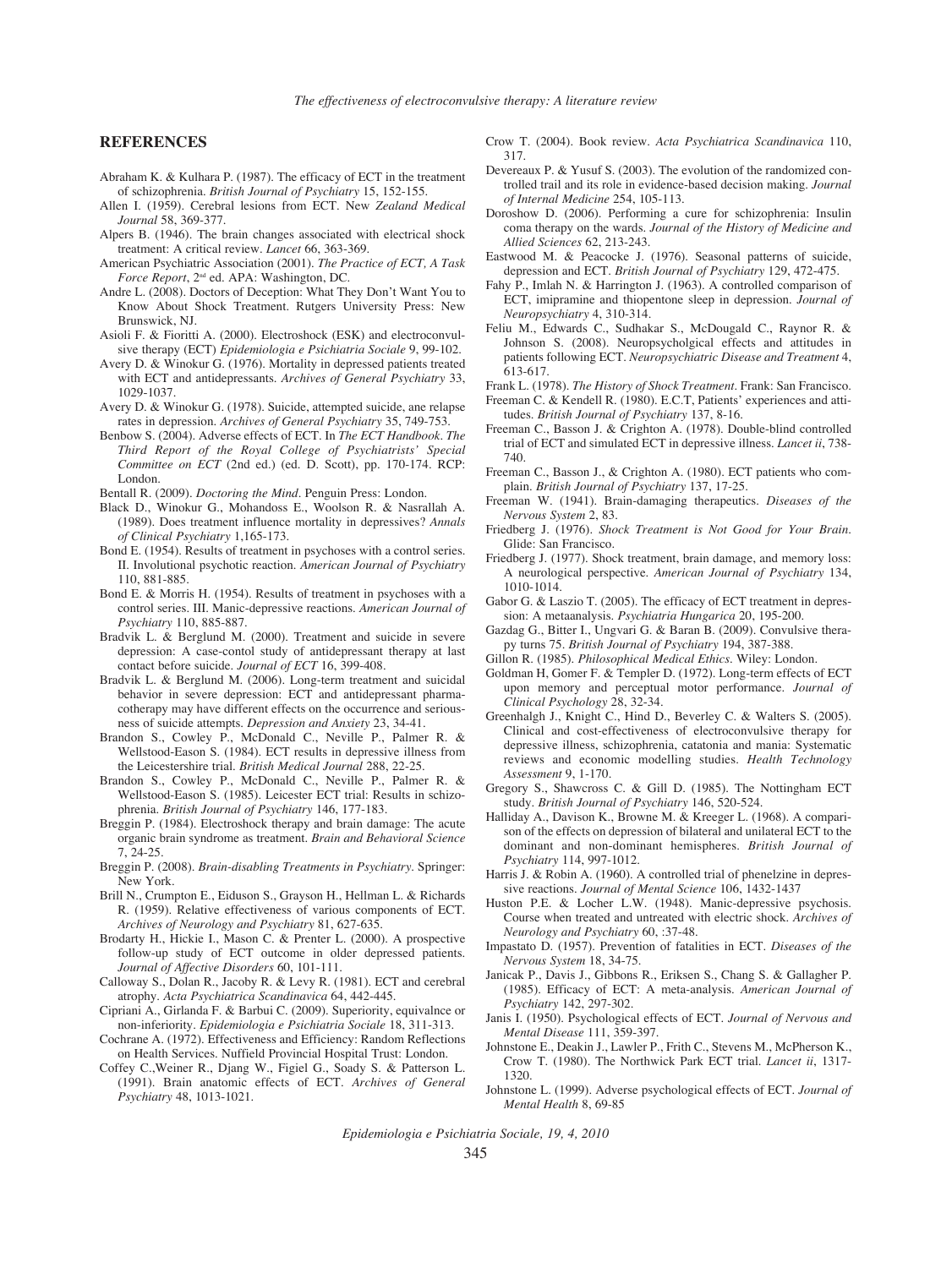## REFERENCES

Abraham K. & Kulhara P. (1987). The efficacy of ECT in the treatment of schizophrenia. *British Journal of Psychiatry* 15, 152-155.

Allen I. (1959). Cerebral lesions from ECT. New *Zealand Medical Journal* 58, 369-377.

Alpers B. (1946). The brain changes associated with electrical shock treatment: A critical review. *Lancet* 66, 363-369.

American Psychiatric Association (2001). *The Practice of ECT, A Task Force Report*, 2nd ed. APA: Washington, DC.

Andre L. (2008). Doctors of Deception: What They Don't Want You to Know About Shock Treatment. Rutgers University Press: New Brunswick, NJ.

Asioli F. & Fioritti A. (2000). Electroshock (ESK) and electroconvulsive therapy (ECT) *Epidemiologia e Psichiatria Sociale* 9, 99-102.

Avery D. & Winokur G. (1976). Mortality in depressed patients treated with ECT and antidepressants. *Archives of General Psychiatry* 33, 1029-1037.

Avery D. & Winokur G. (1978). Suicide, attempted suicide, ane relapse rates in depression. *Archives of General Psychiatry* 35, 749-753.

Benbow S. (2004). Adverse effects of ECT. In *The ECT Handbook. The Third Report of the Royal College of Psychiatrists' Special Committee on ECT* (2nd ed.) (ed. D. Scott), pp. 170-174. RCP: London.

Bentall R. (2009). *Doctoring the Mind*. Penguin Press: London.

Black D., Winokur G., Mohandoss E., Woolson R. & Nasrallah A. (1989). Does treatment influence mortality in depressives? *Annals of Clinical Psychiatry* 1,165-173.

Bond E. (1954). Results of treatment in psychoses with a control series. II. Involutional psychotic reaction. *American Journal of Psychiatry* 110, 881-885.

Bond E. & Morris H. (1954). Results of treatment in psychoses with a control series. III. Manic-depressive reactions. *American Journal of Psychiatry* 110, 885-887.

Bradvik L. & Berglund M. (2000). Treatment and suicide in severe depression: A case-contol study of antidepressant therapy at last contact before suicide. *Journal of ECT* 16, 399-408.

Bradvik L. & Berglund M. (2006). Long-term treatment and suicidal behavior in severe depression: ECT and antidepressant pharmacotherapy may have different effects on the occurrence and seriousness of suicide attempts. *Depression and Anxiety* 23, 34-41.

Brandon S., Cowley P., McDonald C., Neville P., Palmer R. & Wellstood-Eason S. (1984). ECT results in depressive illness from the Leicestershire trial. *British Medical Journal* 288, 22-25.

Brandon S., Cowley P., McDonald C., Neville P., Palmer R. & Wellstood-Eason S. (1985). Leicester ECT trial: Results in schizophrenia. *British Journal of Psychiatry* 146, 177-183.

Breggin P. (1984). Electroshock therapy and brain damage: The acute organic brain syndrome as treatment. *Brain and Behavioral Science* 7, 24-25.

Breggin P. (2008). *Brain-disabling Treatments in Psychiatry*. Springer: New York.

Brill N., Crumpton E., Eiduson S., Grayson H., Hellman L. & Richards R. (1959). Relative effectiveness of various components of ECT. *Archives of Neurology and Psychiatry* 81, 627-635.

Brodarty H., Hickie I., Mason C. & Prenter L. (2000). A prospective follow-up study of ECT outcome in older depressed patients. *Journal of Affective Disorders* 60, 101-111.

Calloway S., Dolan R., Jacoby R. & Levy R. (1981). ECT and cerebral atrophy. *Acta Psychiatrica Scandinavica* 64, 442-445.

Cipriani A., Girlanda F. & Barbui C. (2009). Superiority, equivalnce or non-inferiority. *Epidemiologia e Psichiatria Sociale* 18, 311-313.

Cochrane A. (1972). Effectiveness and Efficiency: Random Reflections on Health Services. Nuffield Provincial Hospital Trust: London.

Coffey C.,Weiner R., Djang W., Figiel G., Soady S. & Patterson L. (1991). Brain anatomic effects of ECT. *Archives of General Psychiatry* 48, 1013-1021.

Crow T. (2004). Book review. *Acta Psychiatrica Scandinavica* 110, 317.

Devereaux P. & Yusuf S. (2003). The evolution of the randomized controlled trail and its role in evidence-based decision making. *Journal of Internal Medicine* 254, 105-113.

Doroshow D. (2006). Performing a cure for schizophrenia: Insulin coma therapy on the wards. *Journal of the History of Medicine and Allied Sciences* 62, 213-243.

Eastwood M. & Peacocke J. (1976). Seasonal patterns of suicide, depression and ECT. *British Journal of Psychiatry* 129, 472-475.

Fahy P., Imlah N. & Harrington J. (1963). A controlled comparison of ECT, imipramine and thiopentone sleep in depression. *Journal of Neuropsychiatry* 4, 310-314.

Feliu M., Edwards C., Sudhakar S., McDougald C., Raynor R. & Johnson S. (2008). Neuropsycholgical effects and attitudes in patients following ECT. *Neuropsychiatric Disease and Treatment* 4, 613-617.

Frank L. (1978). *The History of Shock Treatment*. Frank: San Francisco.

Freeman C. & Kendell R. (1980). E.C.T, Patients' experiences and attitudes. *British Journal of Psychiatry* 137, 8-16.

Freeman C., Basson J. & Crighton A. (1978). Double-blind controlled trial of ECT and simulated ECT in depressive illness. *Lancet ii*, 738-740.

Freeman C., Basson J., & Crighton A. (1980). ECT patients who complain. *British Journal of Psychiatry* 137, 17-25.

Freeman W. (1941). Brain-damaging therapeutics. *Diseases of the Nervous System* 2, 83.

Friedberg J. (1976). *Shock Treatment is Not Good for Your Brain*. Glide: San Francisco.

Friedberg J. (1977). Shock treatment, brain damage, and memory loss: A neurological perspective. *American Journal of Psychiatry* 134, 1010-1014.

Gabor G. & Laszio T. (2005). The efficacy of ECT treatment in depression: A metaanalysis. *Psychiatria Hungarica* 20, 195-200.

Gazdag G., Bitter I., Ungvari G. & Baran B. (2009). Convulsive therapy turns 75. *British Journal of Psychiatry* 194, 387-388.

Gillon R. (1985). *Philosophical Medical Ethics*. Wiley: London.

Goldman H, Gomer F. & Templer D. (1972). Long-term effects of ECT upon memory and perceptual motor performance. *Journal of Clinical Psychology* 28, 32-34.

Greenhalgh J., Knight C., Hind D., Beverley C. & Walters S. (2005). Clinical and cost-effectiveness of electroconvulsive therapy for depressive illness, schizophrenia, catatonia and mania: Systematic reviews and economic modelling studies. *Health Technology Assessment* 9, 1-170.

Gregory S., Shawcross C. & Gill D. (1985). The Nottingham ECT study. *British Journal of Psychiatry* 146, 520-524.

Halliday A., Davison K., Browne M. & Kreeger L. (1968). A comparison of the effects on depression of bilateral and unilateral ECT to the dominant and non-dominant hemispheres. *British Journal of Psychiatry* 114, 997-1012.

Harris J. & Robin A. (1960). A controlled trial of phenelzine in depressive reactions. *Journal of Mental Science* 106, 1432-1437

Huston P.E. & Locher L.W. (1948). Manic-depressive psychosis. Course when treated and untreated with electric shock. *Archives of Neurology and Psychiatry* 60, :37-48.

Impastato D. (1957). Prevention of fatalities in ECT. *Diseases of the Nervous System* 18, 34-75.

Janicak P., Davis J., Gibbons R., Eriksen S., Chang S. & Gallagher P. (1985). Efficacy of ECT: A meta-analysis. *American Journal of Psychiatry* 142, 297-302.

Janis I. (1950). Psychological effects of ECT. *Journal of Nervous and Mental Disease* 111, 359-397.

Johnstone E., Deakin J., Lawler P., Frith C., Stevens M., McPherson K., Crow T. (1980). The Northwick Park ECT trial. *Lancet ii*, 1317-1320.

Johnstone L. (1999). Adverse psychological effects of ECT. *Journal of Mental Health* 8, 69-85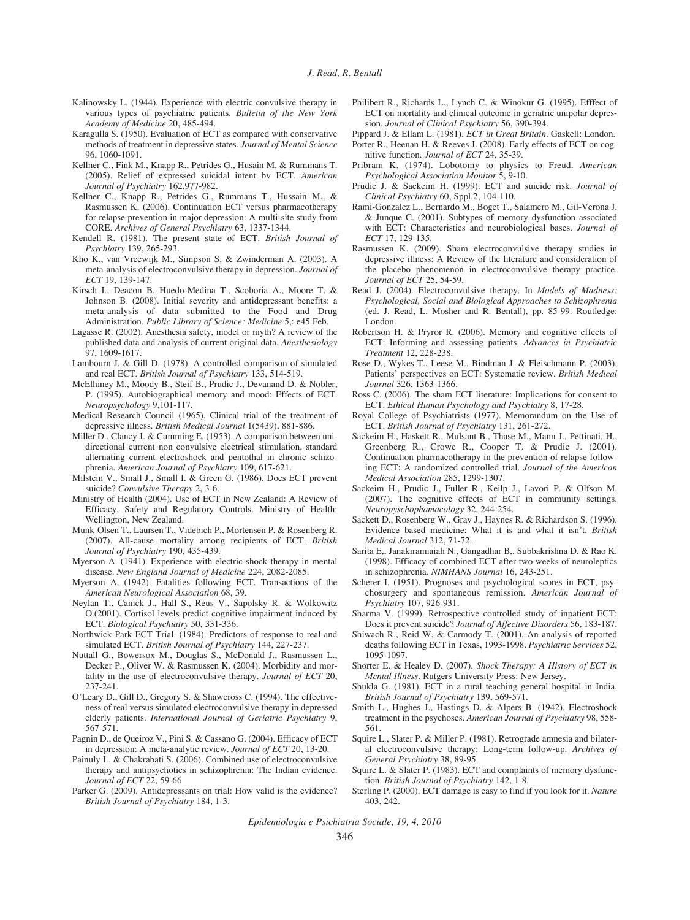Kalinowsky L. (1944). Experience with electric convulsive therapy in various types of psychiatric patients. *Bulletin of the New York Academy of Medicine* 20, 485-494.

Karagulla S. (1950). Evaluation of ECT as compared with conservative methods of treatment in depressive states. *Journal of Mental Science* 96, 1060-1091.

Kellner C., Fink M., Knapp R., Petrides G., Husain M. & Rummans T. (2005). Relief of expressed suicidal intent by ECT. *American Journal of Psychiatry* 162,977-982.

Kellner C., Knapp R., Petrides G., Rummans T., Hussain M., & Rasmussen K. (2006). Continuation ECT versus pharmacotherapy for relapse prevention in major depression: A multi-site study from CORE. *Archives of General Psychiatry* 63, 1337-1344.

Kendell R. (1981). The present state of ECT. *British Journal of Psychiatry* 139, 265-293.

Kho K., van Vreewijk M., Simpson S. & Zwinderman A. (2003). A meta-analysis of electroconvulsive therapy in depression. *Journal of ECT* 19, 139-147.

Kirsch I., Deacon B. Huedo-Medina T., Scoboria A., Moore T. & Johnson B. (2008). Initial severity and antidepressant benefits: a meta-analysis of data submitted to the Food and Drug Administration. *Public Library of Science: Medicine* 5,: e45 Feb.

Lagasse R. (2002). Anesthesia safety, model or myth? A review of the published data and analysis of current original data. *Anesthesiology* 97, 1609-1617.

Lambourn J. & Gill D. (1978). A controlled comparison of simulated and real ECT. *British Journal of Psychiatry* 133, 514-519.

McElhiney M., Moody B., Steif B., Prudic J., Devanand D. & Nobler, P. (1995). Autobiographical memory and mood: Effects of ECT. *Neuropsychology* 9,101-117.

Medical Research Council (1965). Clinical trial of the treatment of depressive illness. *British Medical Journal* 1(5439), 881-886.

Miller D., Clancy J. & Cumming E. (1953). A comparison between unidirectional current non convulsive electrical stimulation, standard alternating current electroshock and pentothal in chronic schizophrenia. *American Journal of Psychiatry* 109, 617-621.

Milstein V., Small J., Small I. & Green G. (1986). Does ECT prevent suicide? *Convulsive Therapy* 2, 3-6.

Ministry of Health (2004). Use of ECT in New Zealand: A Review of Efficacy, Safety and Regulatory Controls. Ministry of Health: Wellington, New Zealand.

Munk-Olsen T., Laursen T., Videbich P., Mortensen P. & Rosenberg R. (2007). All-cause mortality among recipients of ECT. *British Journal of Psychiatry* 190, 435-439.

Myerson A. (1941). Experience with electric-shock therapy in mental disease. *New England Journal of Medicine* 224, 2082-2085.

Myerson A, (1942). Fatalities following ECT. Transactions of the *American Neurological Association* 68, 39.

Neylan T., Canick J., Hall S., Reus V., Sapolsky R. & Wolkowitz O.(2001). Cortisol levels predict cognitive impairment induced by ECT. *Biological Psychiatry* 50, 331-336.

Northwick Park ECT Trial. (1984). Predictors of response to real and simulated ECT. *British Journal of Psychiatry* 144, 227-237.

Nuttall G., Bowersox M., Douglas S., McDonald J., Rasmussen L., Decker P., Oliver W. & Rasmussen K. (2004). Morbidity and mortality in the use of electroconvulsive therapy. *Journal of ECT* 20, 237-241.

O'Leary D., Gill D., Gregory S. & Shawcross C. (1994). The effectiveness of real versus simulated electroconvulsive therapy in depressed elderly patients. *International Journal of Geriatric Psychiatry* 9, 567-571.

Pagnin D., de Queiroz V., Pini S. & Cassano G. (2004). Efficacy of ECT in depression: A meta-analytic review. *Journal of ECT* 20, 13-20.

Painuly L. & Chakrabati S. (2006). Combined use of electroconvulsive therapy and antipsychotics in schizophrenia: The Indian evidence. *Journal of ECT* 22, 59-66

Parker G. (2009). Antidepressants on trial: How valid is the evidence? *British Journal of Psychiatry* 184, 1-3.

Philibert R., Richards L., Lynch C. & Winokur G. (1995). Efffect of ECT on mortality and clinical outcome in geriatric unipolar depression. *Journal of Clinical Psychiatry* 56, 390-394.

Pippard J. & Ellam L. (1981). *ECT in Great Britain*. Gaskell: London.

Porter R., Heenan H. & Reeves J. (2008). Early effects of ECT on cognitive function. *Journal of ECT* 24, 35-39.

Pribram K. (1974). Lobotomy to physics to Freud. *American Psychological Association Monitor* 5, 9-10.

Prudic J. & Sackeim H. (1999). ECT and suicide risk. *Journal of Clinical Psychiatry* 60, Sppl.2, 104-110.

Rami-Gonzalez L., Bernardo M., Boget T., Salamero M., Gil-Verona J. & Junque C. (2001). Subtypes of memory dysfunction associated with ECT: Characteristics and neurobiological bases. *Journal of ECT* 17, 129-135.

Rasmussen K. (2009). Sham electroconvulsive therapy studies in depressive illness: A Review of the literature and consideration of the placebo phenomenon in electroconvulsive therapy practice. *Journal of ECT* 25, 54-59.

Read J. (2004). Electroconvulsive therapy. In *Models of Madness: Psychological, Social and Biological Approaches to Schizophrenia* (ed. J. Read, L. Mosher and R. Bentall), pp. 85-99. Routledge: London.

Robertson H. & Pryror R. (2006). Memory and cognitive effects of ECT: Informing and assessing patients. *Advances in Psychiatric Treatment* 12, 228-238.

Rose D., Wykes T., Leese M., Bindman J. & Fleischmann P. (2003). Patients' perspectives on ECT: Systematic review. *British Medical Journal* 326, 1363-1366.

Ross C. (2006). The sham ECT literature: Implications for consent to ECT. *Ethical Human Psychology and Psychiatry* 8, 17-28.

Royal College of Psychiatrists (1977). Memorandum on the Use of ECT. *British Journal of Psychiatry* 131, 261-272.

Sackeim H., Haskett R., Mulsant B., Thase M., Mann J., Pettinati, H., Greenberg R., Crowe R., Cooper T. & Prudic J. (2001). Continuation pharmacotherapy in the prevention of relapse following ECT: A randomized controlled trial. *Journal of the American Medical Association* 285, 1299-1307.

Sackeim H., Prudic J., Fuller R., Keilp J., Lavori P. & Olfson M. (2007). The cognitive effects of ECT in community settings. *Neuropyschophamacology* 32, 244-254.

Sackett D., Rosenberg W., Gray J., Haynes R. & Richardson S. (1996). Evidence based medicine: What it is and what it isn't. *British Medical Journal* 312, 71-72.

Sarita E,, Janakiramaiah N., Gangadhar B,. Subbakrishna D. & Rao K. (1998). Efficacy of combined ECT after two weeks of neuroleptics in schizophrenia. *NIMHANS Journal* 16, 243-251.

Scherer I. (1951). Prognoses and psychological scores in ECT, psychosurgery and spontaneous remission. *American Journal of Psychiatry* 107, 926-931.

Sharma V. (1999). Retrospective controlled study of inpatient ECT: Does it prevent suicide? *Journal of Affective Disorders* 56, 183-187.

Shiwach R., Reid W. & Carmody T. (2001). An analysis of reported deaths following ECT in Texas, 1993-1998. *Psychiatric Services* 52, 1095-1097.

Shorter E. & Healey D. (2007). *Shock Therapy: A History of ECT in Mental Illness*. Rutgers University Press: New Jersey.

Shukla G. (1981). ECT in a rural teaching general hospital in India. *British Journal of Psychiatry* 139, 569-571.

Smith L., Hughes J., Hastings D. & Alpers B. (1942). Electroshock treatment in the psychoses. *American Journal of Psychiatry* 98, 558-561.

Squire L., Slater P. & Miller P. (1981). Retrograde amnesia and bilateral electroconvulsive therapy: Long-term follow-up. *Archives of General Psychiatry* 38, 89-95.

Squire L. & Slater P. (1983). ECT and complaints of memory dysfunction. *British Journal of Psychiatry* 142, 1-8.

Sterling P. (2000). ECT damage is easy to find if you look for it. *Nature* 403, 242.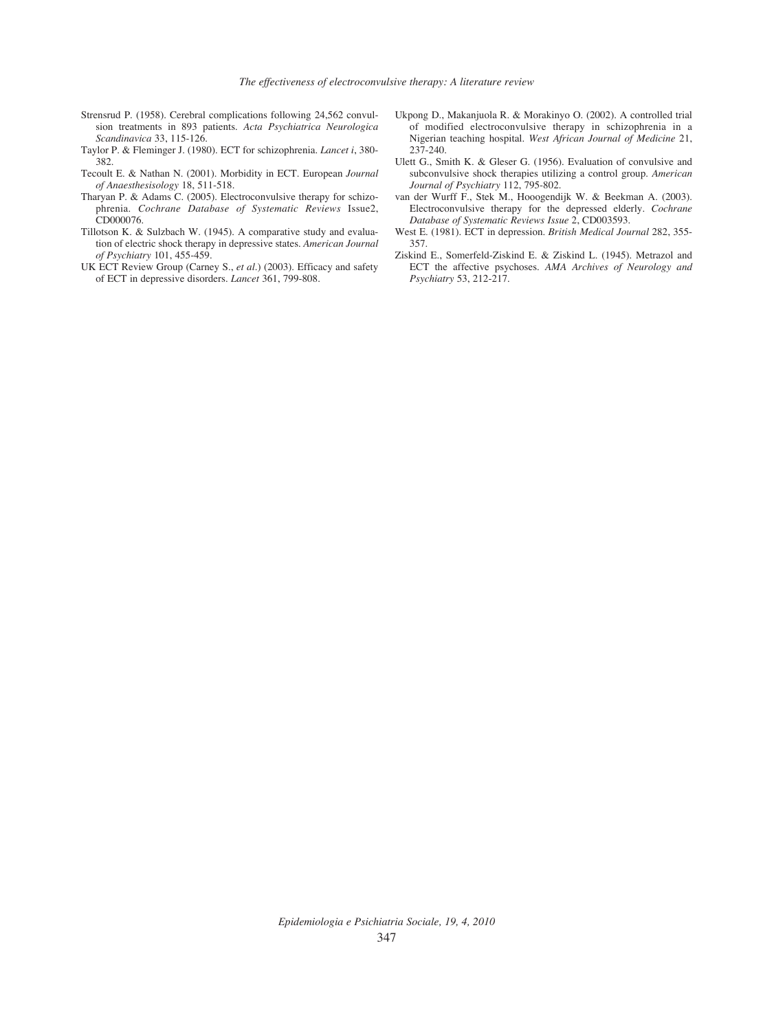Strensrud P. (1958). Cerebral complications following 24,562 convulsion treatments in 893 patients. *Acta Psychiatrica Neurologica Scandinavica* 33, 115-126.

Taylor P. & Fleminger J. (1980). ECT for schizophrenia. *Lancet i*, 380-382.

Tecoult E. & Nathan N. (2001). Morbidity in ECT. European *Journal of Anaesthesisology* 18, 511-518.

Tharyan P. & Adams C. (2005). Electroconvulsive therapy for schizophrenia. *Cochrane Database of Systematic Reviews* Issue2, CD000076.

Tillotson K. & Sulzbach W. (1945). A comparative study and evaluation of electric shock therapy in depressive states. *American Journal of Psychiatry* 101, 455-459.

UK ECT Review Group (Carney S., *et al.*) (2003). Efficacy and safety of ECT in depressive disorders. *Lancet* 361, 799-808.

Ukpong D., Makanjuola R. & Morakinyo O. (2002). A controlled trial of modified electroconvulsive therapy in schizophrenia in a Nigerian teaching hospital. *West African Journal of Medicine* 21, 237-240.

Ulett G., Smith K. & Gleser G. (1956). Evaluation of convulsive and subconvulsive shock therapies utilizing a control group. *American Journal of Psychiatry* 112, 795-802.

van der Wurff F., Stek M., Hooogendijk W. & Beekman A. (2003). Electroconvulsive therapy for the depressed elderly. *Cochrane Database of Systematic Reviews Issue* 2, CD003593.

West E. (1981). ECT in depression. *British Medical Journal* 282, 355-357.

Ziskind E., Somerfeld-Ziskind E. & Ziskind L. (1945). Metrazol and ECT the affective psychoses. *AMA Archives of Neurology and Psychiatry* 53, 212-217.